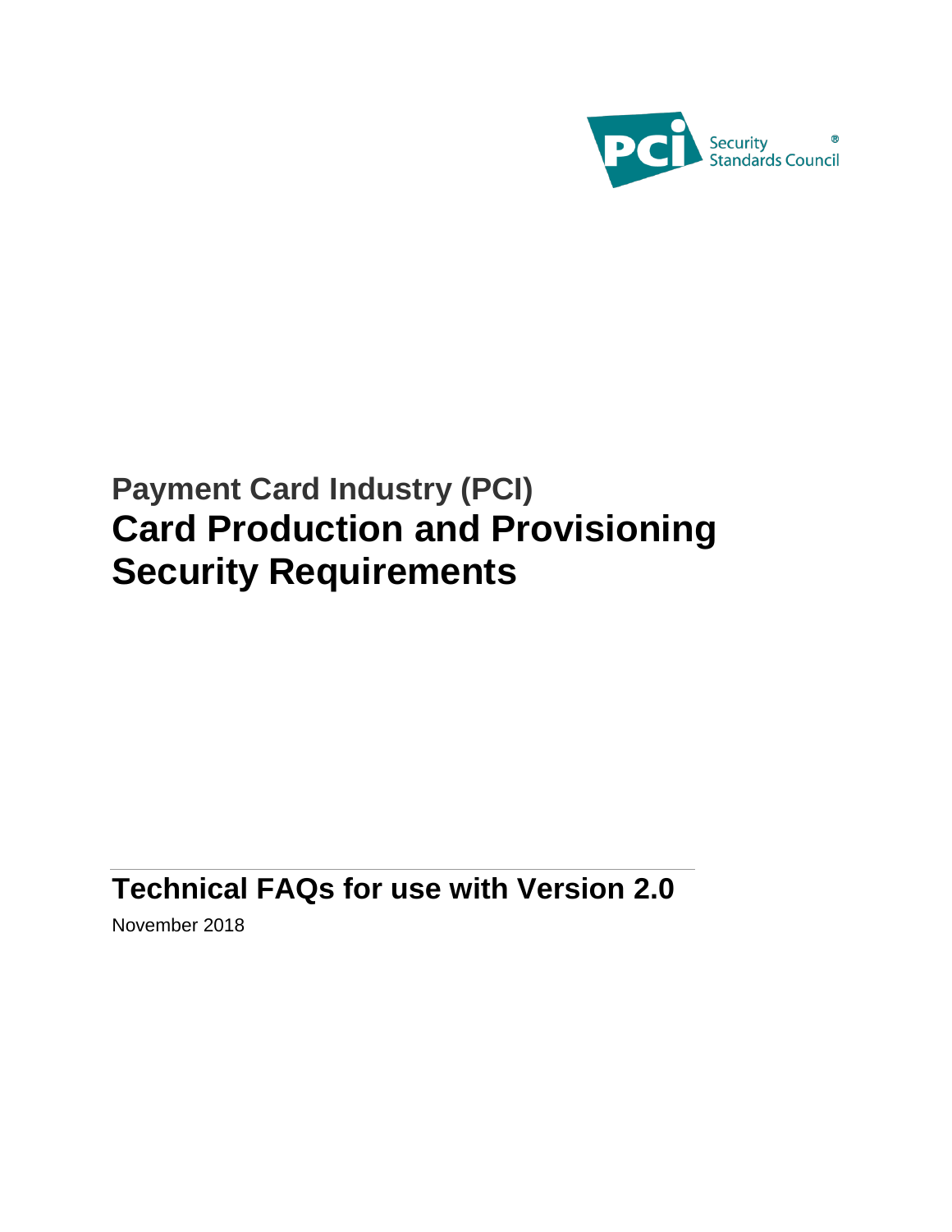Security Standards Council

# Payment Card Industry (PCI)
# Card Production and Provisioning Security Requirements

## Technical FAQs for use with Version 2.0

November 2018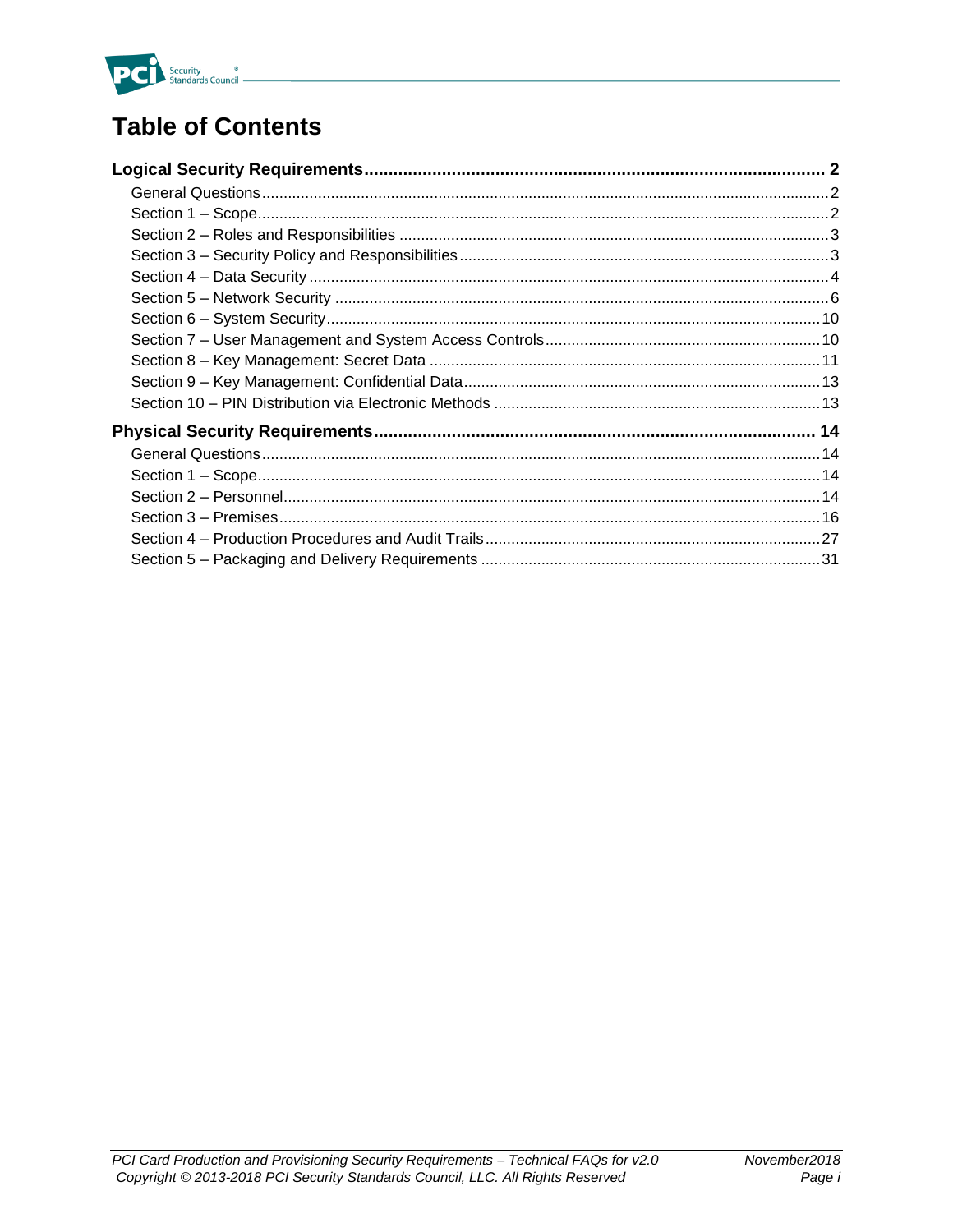# Table of Contents

**Logical Security Requirements** .......... **2**

- General Questions .......... 2
- Section 1 – Scope .......... 2
- Section 2 – Roles and Responsibilities .......... 3
- Section 3 – Security Policy and Responsibilities .......... 3
- Section 4 – Data Security .......... 4
- Section 5 – Network Security .......... 6
- Section 6 – System Security .......... 10
- Section 7 – User Management and System Access Controls .......... 10
- Section 8 – Key Management: Secret Data .......... 11
- Section 9 – Key Management: Confidential Data .......... 13
- Section 10 – PIN Distribution via Electronic Methods .......... 13

**Physical Security Requirements** .......... **14**

- General Questions .......... 14
- Section 1 – Scope .......... 14
- Section 2 – Personnel .......... 14
- Section 3 – Premises .......... 16
- Section 4 – Production Procedures and Audit Trails .......... 27
- Section 5 – Packaging and Delivery Requirements .......... 31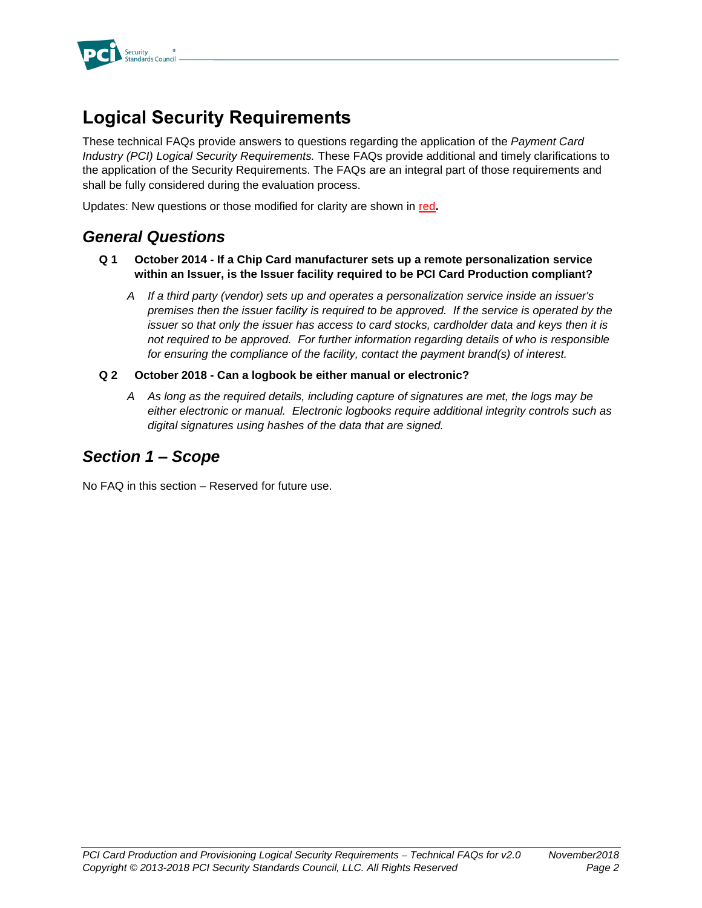# Logical Security Requirements

These technical FAQs provide answers to questions regarding the application of the *Payment Card Industry (PCI) Logical Security Requirements.* These FAQs provide additional and timely clarifications to the application of the Security Requirements. The FAQs are an integral part of those requirements and shall be fully considered during the evaluation process.

Updates: New questions or those modified for clarity are shown in red**.**

## *General Questions*

**Q 1 October 2014 - If a Chip Card manufacturer sets up a remote personalization service within an Issuer, is the Issuer facility required to be PCI Card Production compliant?**

*A If a third party (vendor) sets up and operates a personalization service inside an issuer's premises then the issuer facility is required to be approved. If the service is operated by the issuer so that only the issuer has access to card stocks, cardholder data and keys then it is not required to be approved. For further information regarding details of who is responsible for ensuring the compliance of the facility, contact the payment brand(s) of interest.*

**Q 2 October 2018 - Can a logbook be either manual or electronic?**

*A As long as the required details, including capture of signatures are met, the logs may be either electronic or manual. Electronic logbooks require additional integrity controls such as digital signatures using hashes of the data that are signed.*

## *Section 1 – Scope*

No FAQ in this section – Reserved for future use.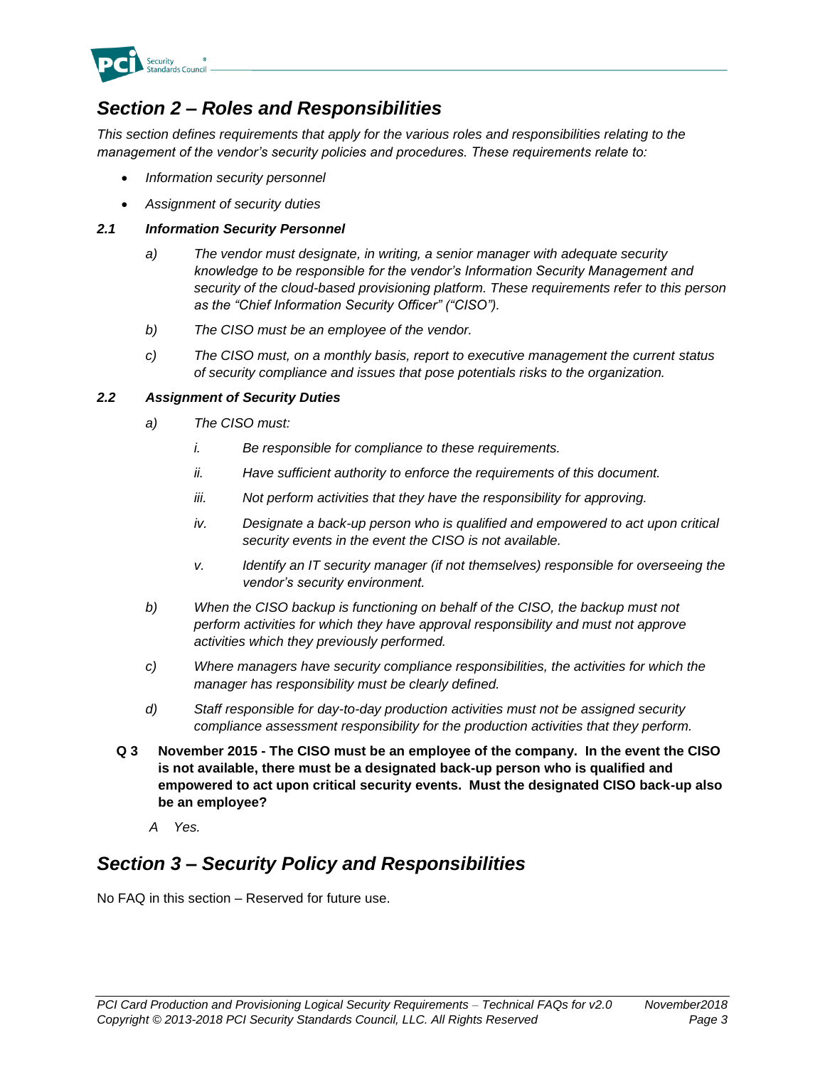## *Section 2 – Roles and Responsibilities*

*This section defines requirements that apply for the various roles and responsibilities relating to the management of the vendor's security policies and procedures. These requirements relate to:*

- *Information security personnel*
- *Assignment of security duties*

### *2.1 Information Security Personnel*

*a)* *The vendor must designate, in writing, a senior manager with adequate security knowledge to be responsible for the vendor's Information Security Management and security of the cloud-based provisioning platform. These requirements refer to this person as the "Chief Information Security Officer" ("CISO").*

*b)* *The CISO must be an employee of the vendor.*

*c)* *The CISO must, on a monthly basis, report to executive management the current status of security compliance and issues that pose potentials risks to the organization.*

### *2.2 Assignment of Security Duties*

*a)* *The CISO must:*

- *i.* *Be responsible for compliance to these requirements.*
- *ii.* *Have sufficient authority to enforce the requirements of this document.*
- *iii.* *Not perform activities that they have the responsibility for approving.*
- *iv.* *Designate a back-up person who is qualified and empowered to act upon critical security events in the event the CISO is not available.*
- *v.* *Identify an IT security manager (if not themselves) responsible for overseeing the vendor's security environment.*

*b)* *When the CISO backup is functioning on behalf of the CISO, the backup must not perform activities for which they have approval responsibility and must not approve activities which they previously performed.*

*c)* *Where managers have security compliance responsibilities, the activities for which the manager has responsibility must be clearly defined.*

*d)* *Staff responsible for day-to-day production activities must not be assigned security compliance assessment responsibility for the production activities that they perform.*

**Q 3** **November 2015 - The CISO must be an employee of the company. In the event the CISO is not available, there must be a designated back-up person who is qualified and empowered to act upon critical security events. Must the designated CISO back-up also be an employee?**

*A* *Yes.*

## *Section 3 – Security Policy and Responsibilities*

No FAQ in this section – Reserved for future use.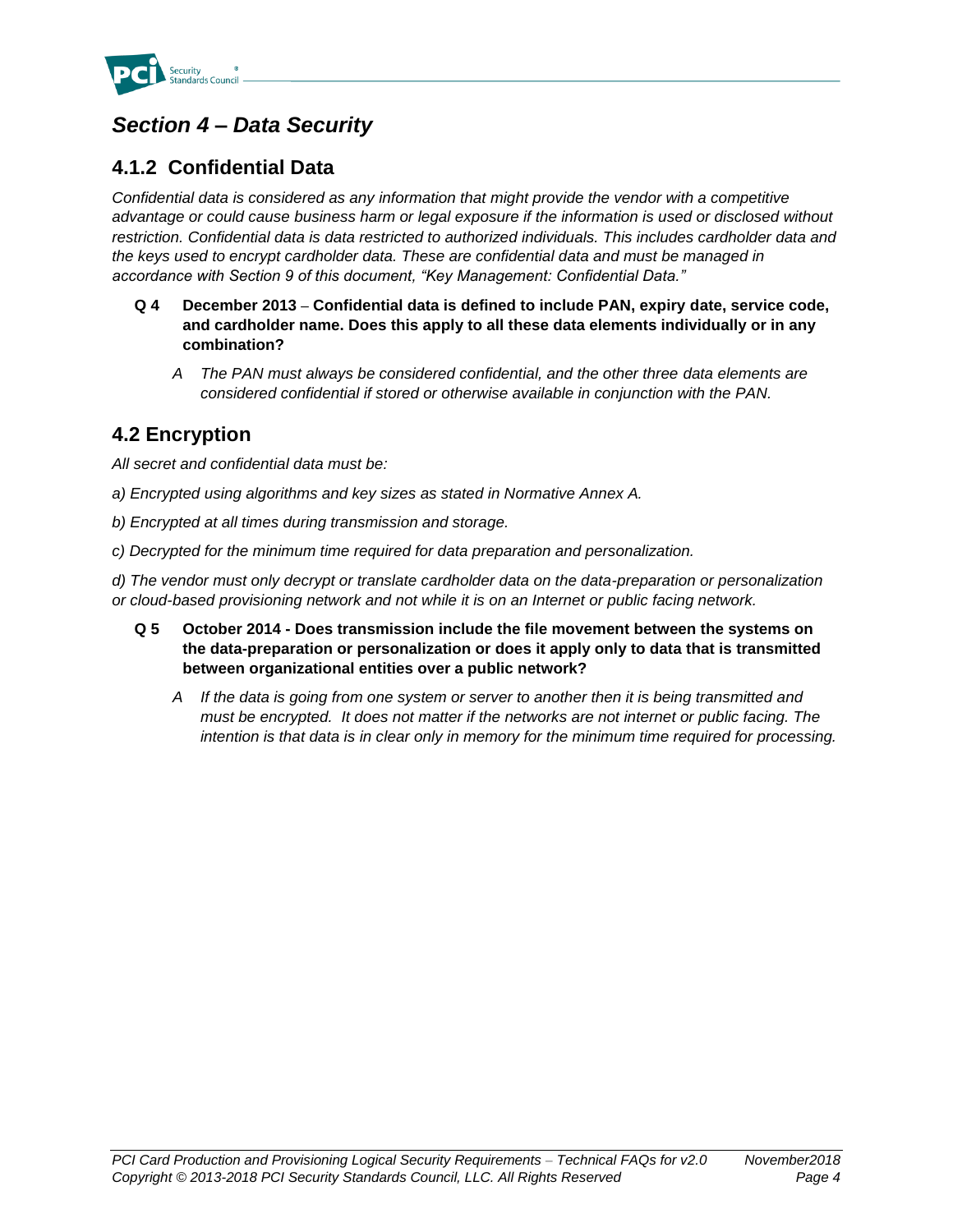# *Section 4 – Data Security*

## 4.1.2 Confidential Data

*Confidential data is considered as any information that might provide the vendor with a competitive advantage or could cause business harm or legal exposure if the information is used or disclosed without restriction. Confidential data is data restricted to authorized individuals. This includes cardholder data and the keys used to encrypt cardholder data. These are confidential data and must be managed in accordance with Section 9 of this document, "Key Management: Confidential Data."*

**Q 4 December 2013 – Confidential data is defined to include PAN, expiry date, service code, and cardholder name. Does this apply to all these data elements individually or in any combination?**

*A The PAN must always be considered confidential, and the other three data elements are considered confidential if stored or otherwise available in conjunction with the PAN.*

## 4.2 Encryption

*All secret and confidential data must be:*

*a) Encrypted using algorithms and key sizes as stated in Normative Annex A.*

*b) Encrypted at all times during transmission and storage.*

*c) Decrypted for the minimum time required for data preparation and personalization.*

*d) The vendor must only decrypt or translate cardholder data on the data-preparation or personalization or cloud-based provisioning network and not while it is on an Internet or public facing network.*

**Q 5 October 2014 - Does transmission include the file movement between the systems on the data-preparation or personalization or does it apply only to data that is transmitted between organizational entities over a public network?**

*A If the data is going from one system or server to another then it is being transmitted and must be encrypted. It does not matter if the networks are not internet or public facing. The intention is that data is in clear only in memory for the minimum time required for processing.*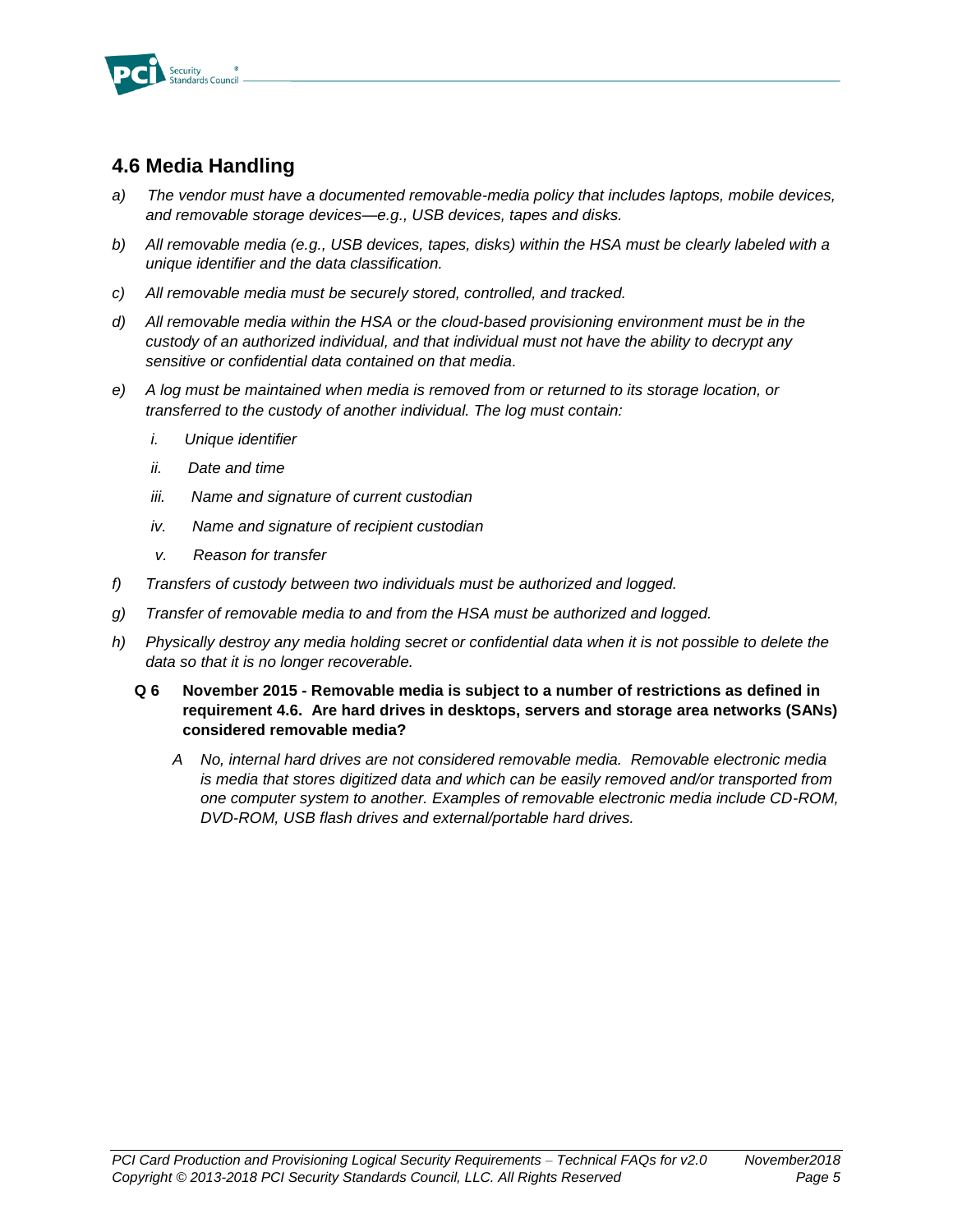## 4.6 Media Handling

a) *The vendor must have a documented removable-media policy that includes laptops, mobile devices, and removable storage devices—e.g., USB devices, tapes and disks.*

b) *All removable media (e.g., USB devices, tapes, disks) within the HSA must be clearly labeled with a unique identifier and the data classification.*

c) *All removable media must be securely stored, controlled, and tracked.*

d) *All removable media within the HSA or the cloud-based provisioning environment must be in the custody of an authorized individual, and that individual must not have the ability to decrypt any sensitive or confidential data contained on that media.*

e) *A log must be maintained when media is removed from or returned to its storage location, or transferred to the custody of another individual. The log must contain:*

   i. *Unique identifier*

   ii. *Date and time*

   iii. *Name and signature of current custodian*

   iv. *Name and signature of recipient custodian*

   v. *Reason for transfer*

f) *Transfers of custody between two individuals must be authorized and logged.*

g) *Transfer of removable media to and from the HSA must be authorized and logged.*

h) *Physically destroy any media holding secret or confidential data when it is not possible to delete the data so that it is no longer recoverable.*

**Q 6 November 2015 - Removable media is subject to a number of restrictions as defined in requirement 4.6. Are hard drives in desktops, servers and storage area networks (SANs) considered removable media?**

*A No, internal hard drives are not considered removable media. Removable electronic media is media that stores digitized data and which can be easily removed and/or transported from one computer system to another. Examples of removable electronic media include CD-ROM, DVD-ROM, USB flash drives and external/portable hard drives.*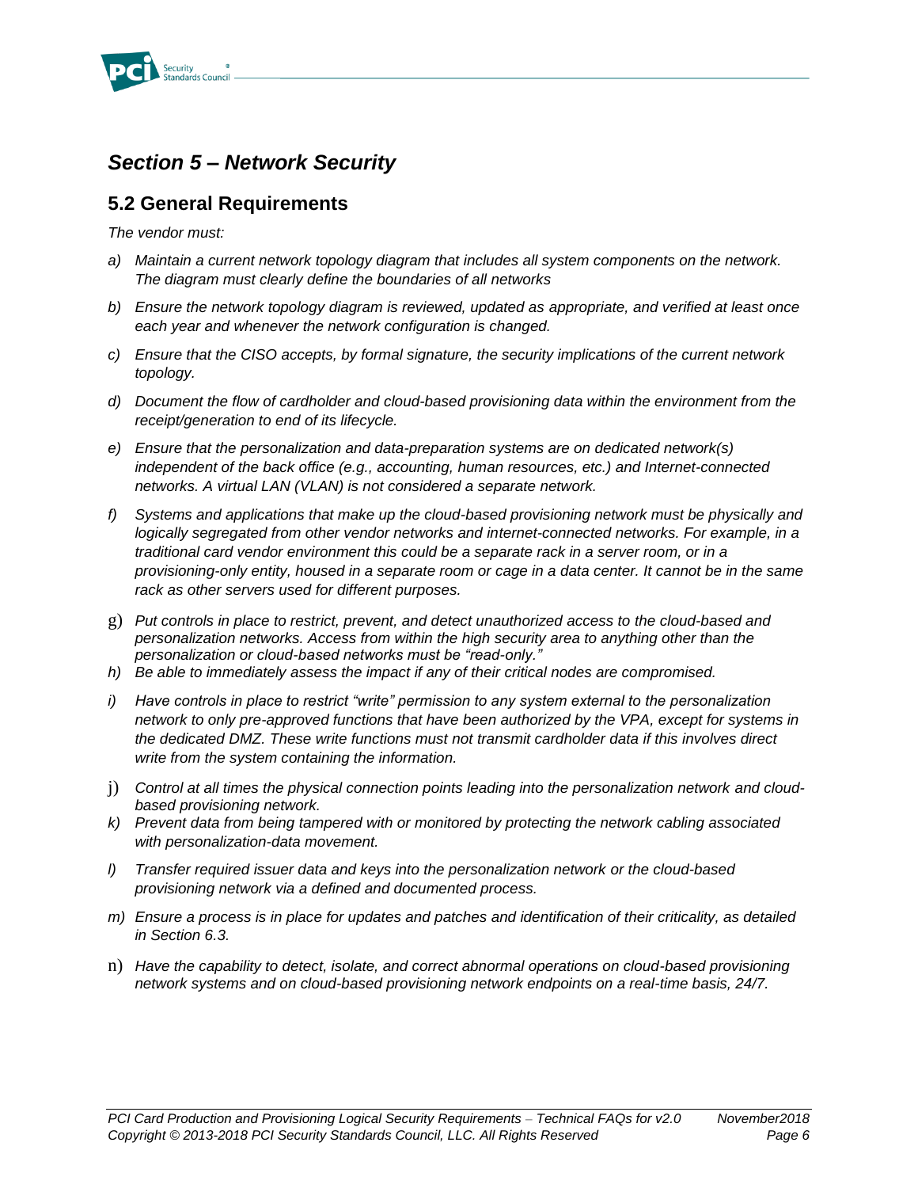## *Section 5 – Network Security*

### 5.2 General Requirements

*The vendor must:*

*a) Maintain a current network topology diagram that includes all system components on the network. The diagram must clearly define the boundaries of all networks*

*b) Ensure the network topology diagram is reviewed, updated as appropriate, and verified at least once each year and whenever the network configuration is changed.*

*c) Ensure that the CISO accepts, by formal signature, the security implications of the current network topology.*

*d) Document the flow of cardholder and cloud-based provisioning data within the environment from the receipt/generation to end of its lifecycle.*

*e) Ensure that the personalization and data-preparation systems are on dedicated network(s) independent of the back office (e.g., accounting, human resources, etc.) and Internet-connected networks. A virtual LAN (VLAN) is not considered a separate network.*

*f) Systems and applications that make up the cloud-based provisioning network must be physically and logically segregated from other vendor networks and internet-connected networks. For example, in a traditional card vendor environment this could be a separate rack in a server room, or in a provisioning-only entity, housed in a separate room or cage in a data center. It cannot be in the same rack as other servers used for different purposes.*

*g) Put controls in place to restrict, prevent, and detect unauthorized access to the cloud-based and personalization networks. Access from within the high security area to anything other than the personalization or cloud-based networks must be "read-only."*

*h) Be able to immediately assess the impact if any of their critical nodes are compromised.*

*i) Have controls in place to restrict "write" permission to any system external to the personalization network to only pre-approved functions that have been authorized by the VPA, except for systems in the dedicated DMZ. These write functions must not transmit cardholder data if this involves direct write from the system containing the information.*

*j) Control at all times the physical connection points leading into the personalization network and cloud-based provisioning network.*

*k) Prevent data from being tampered with or monitored by protecting the network cabling associated with personalization-data movement.*

*l) Transfer required issuer data and keys into the personalization network or the cloud-based provisioning network via a defined and documented process.*

*m) Ensure a process is in place for updates and patches and identification of their criticality, as detailed in Section 6.3.*

*n) Have the capability to detect, isolate, and correct abnormal operations on cloud-based provisioning network systems and on cloud-based provisioning network endpoints on a real-time basis, 24/7.*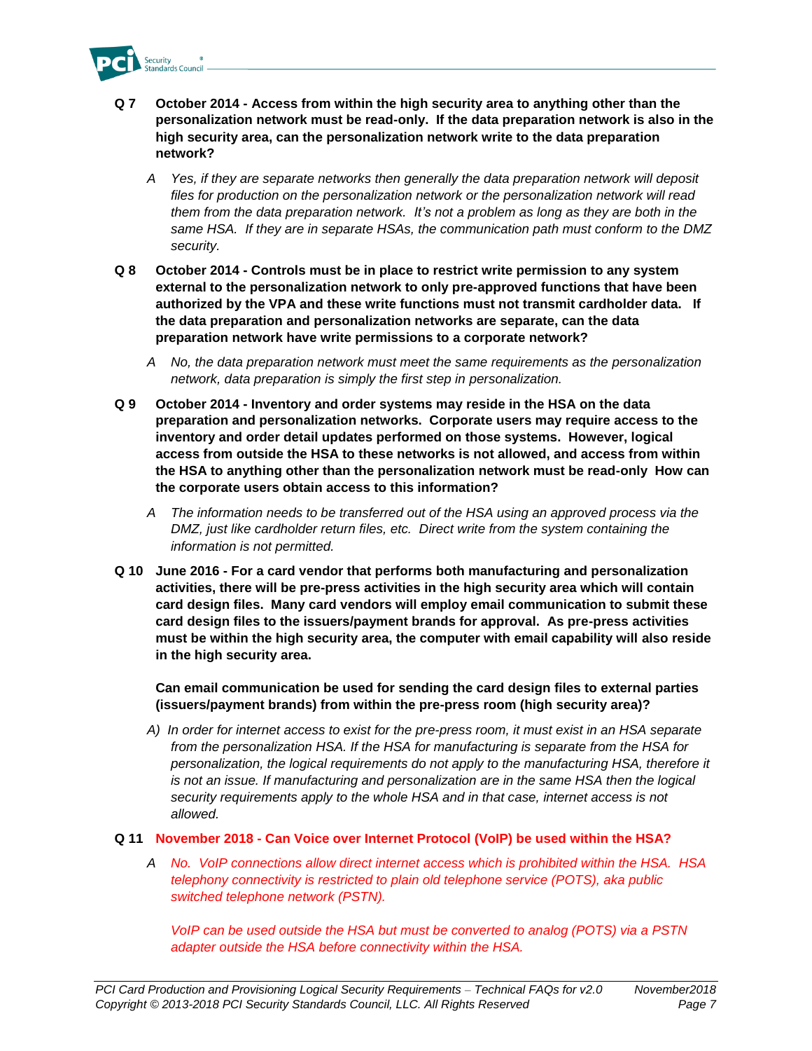**Q 7 October 2014 - Access from within the high security area to anything other than the personalization network must be read-only. If the data preparation network is also in the high security area, can the personalization network write to the data preparation network?**

> *A Yes, if they are separate networks then generally the data preparation network will deposit files for production on the personalization network or the personalization network will read them from the data preparation network. It's not a problem as long as they are both in the same HSA. If they are in separate HSAs, the communication path must conform to the DMZ security.*

**Q 8 October 2014 - Controls must be in place to restrict write permission to any system external to the personalization network to only pre-approved functions that have been authorized by the VPA and these write functions must not transmit cardholder data. If the data preparation and personalization networks are separate, can the data preparation network have write permissions to a corporate network?**

> *A No, the data preparation network must meet the same requirements as the personalization network, data preparation is simply the first step in personalization.*

**Q 9 October 2014 - Inventory and order systems may reside in the HSA on the data preparation and personalization networks. Corporate users may require access to the inventory and order detail updates performed on those systems. However, logical access from outside the HSA to these networks is not allowed, and access from within the HSA to anything other than the personalization network must be read-only How can the corporate users obtain access to this information?**

> *A The information needs to be transferred out of the HSA using an approved process via the DMZ, just like cardholder return files, etc. Direct write from the system containing the information is not permitted.*

**Q 10 June 2016 - For a card vendor that performs both manufacturing and personalization activities, there will be pre-press activities in the high security area which will contain card design files. Many card vendors will employ email communication to submit these card design files to the issuers/payment brands for approval. As pre-press activities must be within the high security area, the computer with email capability will also reside in the high security area.**

**Can email communication be used for sending the card design files to external parties (issuers/payment brands) from within the pre-press room (high security area)?**

> *A) In order for internet access to exist for the pre-press room, it must exist in an HSA separate from the personalization HSA. If the HSA for manufacturing is separate from the HSA for personalization, the logical requirements do not apply to the manufacturing HSA, therefore it is not an issue. If manufacturing and personalization are in the same HSA then the logical security requirements apply to the whole HSA and in that case, internet access is not allowed.*

**Q 11 November 2018 - Can Voice over Internet Protocol (VoIP) be used within the HSA?**

> *A No. VoIP connections allow direct internet access which is prohibited within the HSA. HSA telephony connectivity is restricted to plain old telephone service (POTS), aka public switched telephone network (PSTN).*
>
> *VoIP can be used outside the HSA but must be converted to analog (POTS) via a PSTN adapter outside the HSA before connectivity within the HSA.*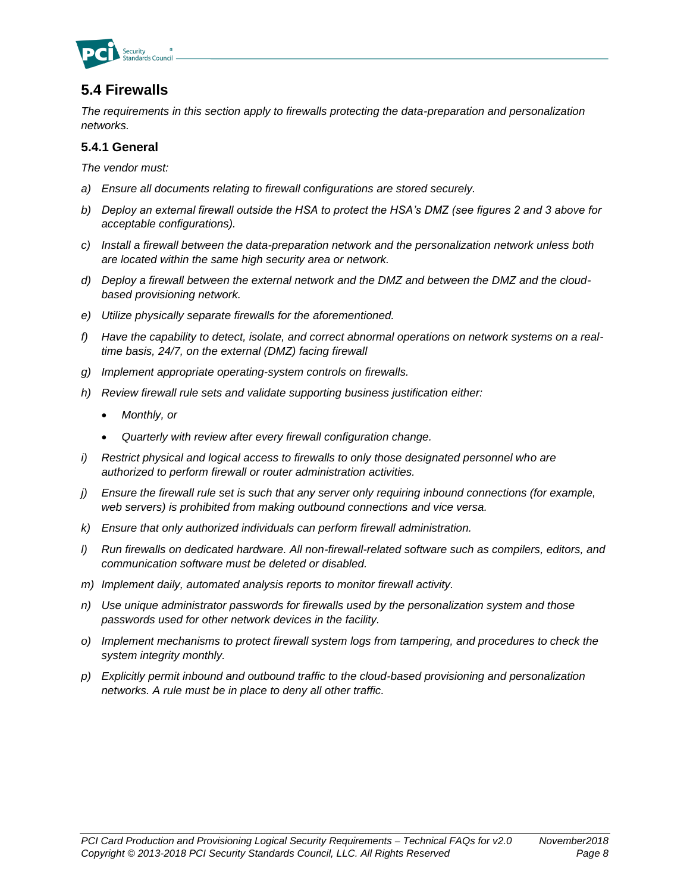## 5.4 Firewalls

*The requirements in this section apply to firewalls protecting the data-preparation and personalization networks.*

### 5.4.1 General

*The vendor must:*

a) *Ensure all documents relating to firewall configurations are stored securely.*

b) *Deploy an external firewall outside the HSA to protect the HSA's DMZ (see figures 2 and 3 above for acceptable configurations).*

c) *Install a firewall between the data-preparation network and the personalization network unless both are located within the same high security area or network.*

d) *Deploy a firewall between the external network and the DMZ and between the DMZ and the cloud-based provisioning network.*

e) *Utilize physically separate firewalls for the aforementioned.*

f) *Have the capability to detect, isolate, and correct abnormal operations on network systems on a real-time basis, 24/7, on the external (DMZ) facing firewall*

g) *Implement appropriate operating-system controls on firewalls.*

h) *Review firewall rule sets and validate supporting business justification either:*
   - *Monthly, or*
   - *Quarterly with review after every firewall configuration change.*

i) *Restrict physical and logical access to firewalls to only those designated personnel who are authorized to perform firewall or router administration activities.*

j) *Ensure the firewall rule set is such that any server only requiring inbound connections (for example, web servers) is prohibited from making outbound connections and vice versa.*

k) *Ensure that only authorized individuals can perform firewall administration.*

l) *Run firewalls on dedicated hardware. All non-firewall-related software such as compilers, editors, and communication software must be deleted or disabled.*

m) *Implement daily, automated analysis reports to monitor firewall activity.*

n) *Use unique administrator passwords for firewalls used by the personalization system and those passwords used for other network devices in the facility.*

o) *Implement mechanisms to protect firewall system logs from tampering, and procedures to check the system integrity monthly.*

p) *Explicitly permit inbound and outbound traffic to the cloud-based provisioning and personalization networks. A rule must be in place to deny all other traffic.*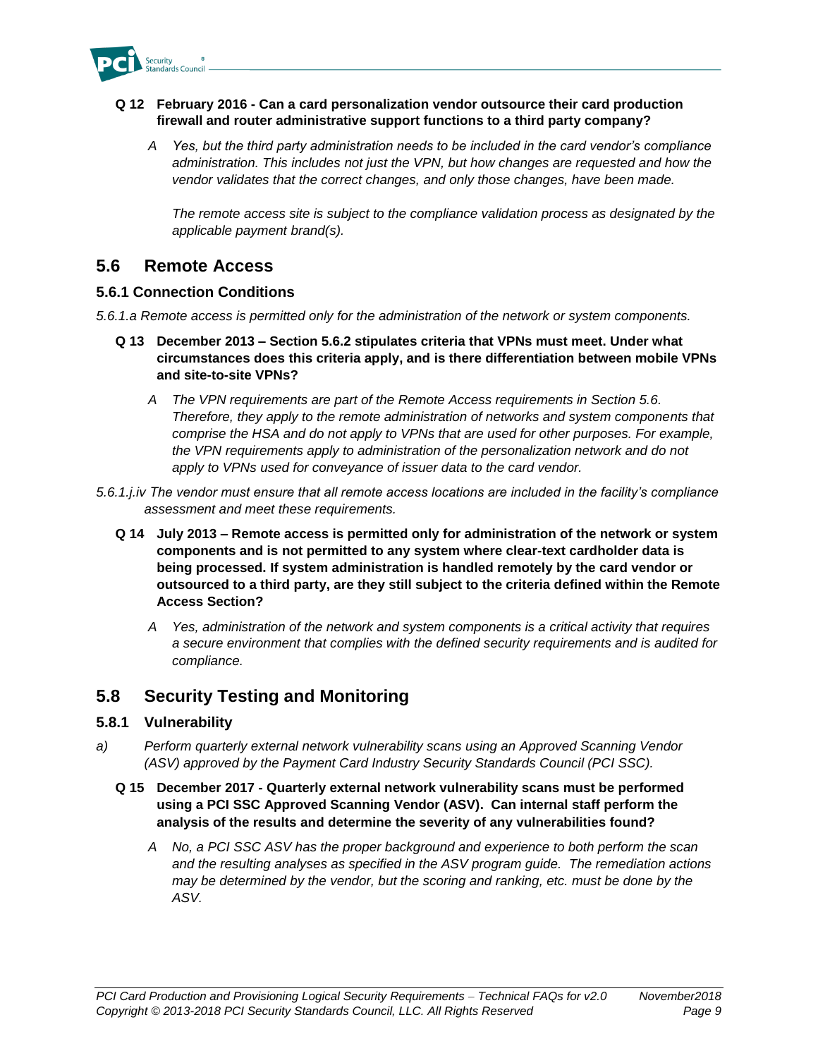**Q 12 February 2016 - Can a card personalization vendor outsource their card production firewall and router administrative support functions to a third party company?**

*A Yes, but the third party administration needs to be included in the card vendor's compliance administration. This includes not just the VPN, but how changes are requested and how the vendor validates that the correct changes, and only those changes, have been made.*

*The remote access site is subject to the compliance validation process as designated by the applicable payment brand(s).*

## 5.6 Remote Access

### 5.6.1 Connection Conditions

*5.6.1.a Remote access is permitted only for the administration of the network or system components.*

**Q 13 December 2013 – Section 5.6.2 stipulates criteria that VPNs must meet. Under what circumstances does this criteria apply, and is there differentiation between mobile VPNs and site-to-site VPNs?**

*A The VPN requirements are part of the Remote Access requirements in Section 5.6. Therefore, they apply to the remote administration of networks and system components that comprise the HSA and do not apply to VPNs that are used for other purposes. For example, the VPN requirements apply to administration of the personalization network and do not apply to VPNs used for conveyance of issuer data to the card vendor.*

*5.6.1.j.iv The vendor must ensure that all remote access locations are included in the facility's compliance assessment and meet these requirements.*

**Q 14 July 2013 – Remote access is permitted only for administration of the network or system components and is not permitted to any system where clear-text cardholder data is being processed. If system administration is handled remotely by the card vendor or outsourced to a third party, are they still subject to the criteria defined within the Remote Access Section?**

*A Yes, administration of the network and system components is a critical activity that requires a secure environment that complies with the defined security requirements and is audited for compliance.*

## 5.8 Security Testing and Monitoring

### 5.8.1 Vulnerability

*a) Perform quarterly external network vulnerability scans using an Approved Scanning Vendor (ASV) approved by the Payment Card Industry Security Standards Council (PCI SSC).*

**Q 15 December 2017 - Quarterly external network vulnerability scans must be performed using a PCI SSC Approved Scanning Vendor (ASV). Can internal staff perform the analysis of the results and determine the severity of any vulnerabilities found?**

*A No, a PCI SSC ASV has the proper background and experience to both perform the scan and the resulting analyses as specified in the ASV program guide. The remediation actions may be determined by the vendor, but the scoring and ranking, etc. must be done by the ASV.*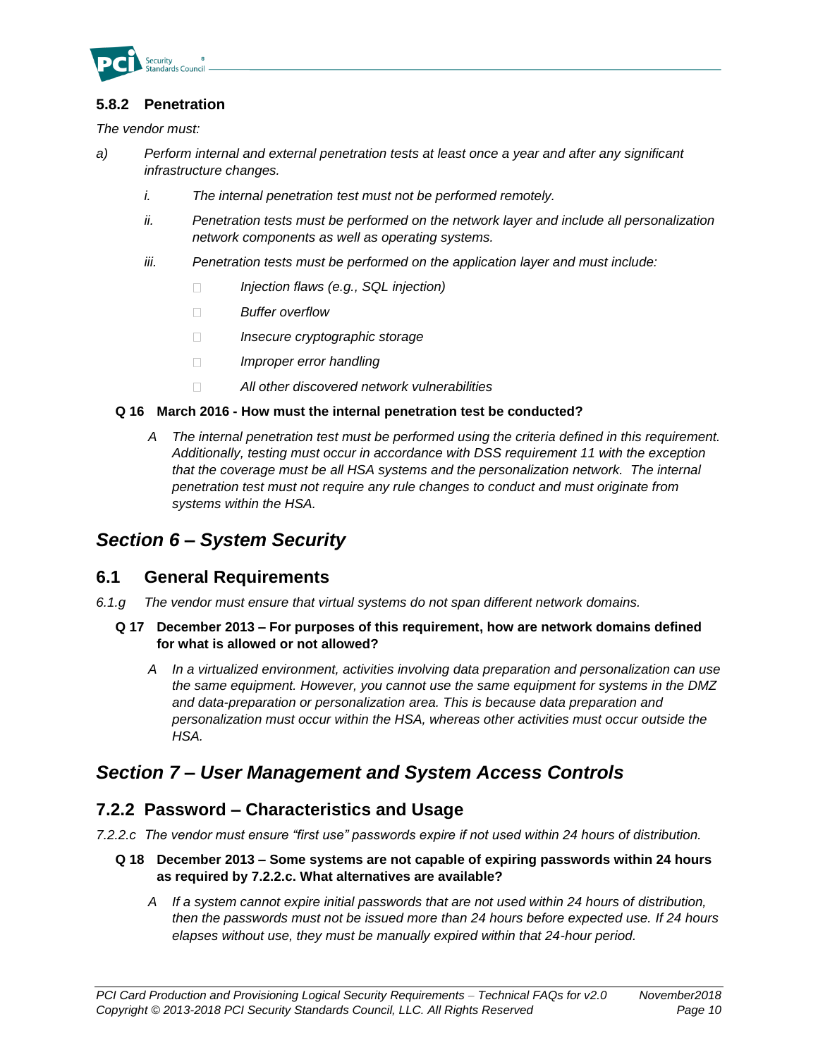### 5.8.2 Penetration

*The vendor must:*

a) *Perform internal and external penetration tests at least once a year and after any significant infrastructure changes.*

   i. *The internal penetration test must not be performed remotely.*

   ii. *Penetration tests must be performed on the network layer and include all personalization network components as well as operating systems.*

   iii. *Penetration tests must be performed on the application layer and must include:*

   - *Injection flaws (e.g., SQL injection)*
   - *Buffer overflow*
   - *Insecure cryptographic storage*
   - *Improper error handling*
   - *All other discovered network vulnerabilities*

**Q 16 March 2016 - How must the internal penetration test be conducted?**

> A *The internal penetration test must be performed using the criteria defined in this requirement. Additionally, testing must occur in accordance with DSS requirement 11 with the exception that the coverage must be all HSA systems and the personalization network. The internal penetration test must not require any rule changes to conduct and must originate from systems within the HSA.*

## *Section 6 – System Security*

### 6.1 General Requirements

6.1.g *The vendor must ensure that virtual systems do not span different network domains.*

**Q 17 December 2013 – For purposes of this requirement, how are network domains defined for what is allowed or not allowed?**

> A *In a virtualized environment, activities involving data preparation and personalization can use the same equipment. However, you cannot use the same equipment for systems in the DMZ and data-preparation or personalization area. This is because data preparation and personalization must occur within the HSA, whereas other activities must occur outside the HSA.*

## *Section 7 – User Management and System Access Controls*

### 7.2.2 Password – Characteristics and Usage

7.2.2.c *The vendor must ensure "first use" passwords expire if not used within 24 hours of distribution.*

**Q 18 December 2013 – Some systems are not capable of expiring passwords within 24 hours as required by 7.2.2.c. What alternatives are available?**

> A *If a system cannot expire initial passwords that are not used within 24 hours of distribution, then the passwords must not be issued more than 24 hours before expected use. If 24 hours elapses without use, they must be manually expired within that 24-hour period.*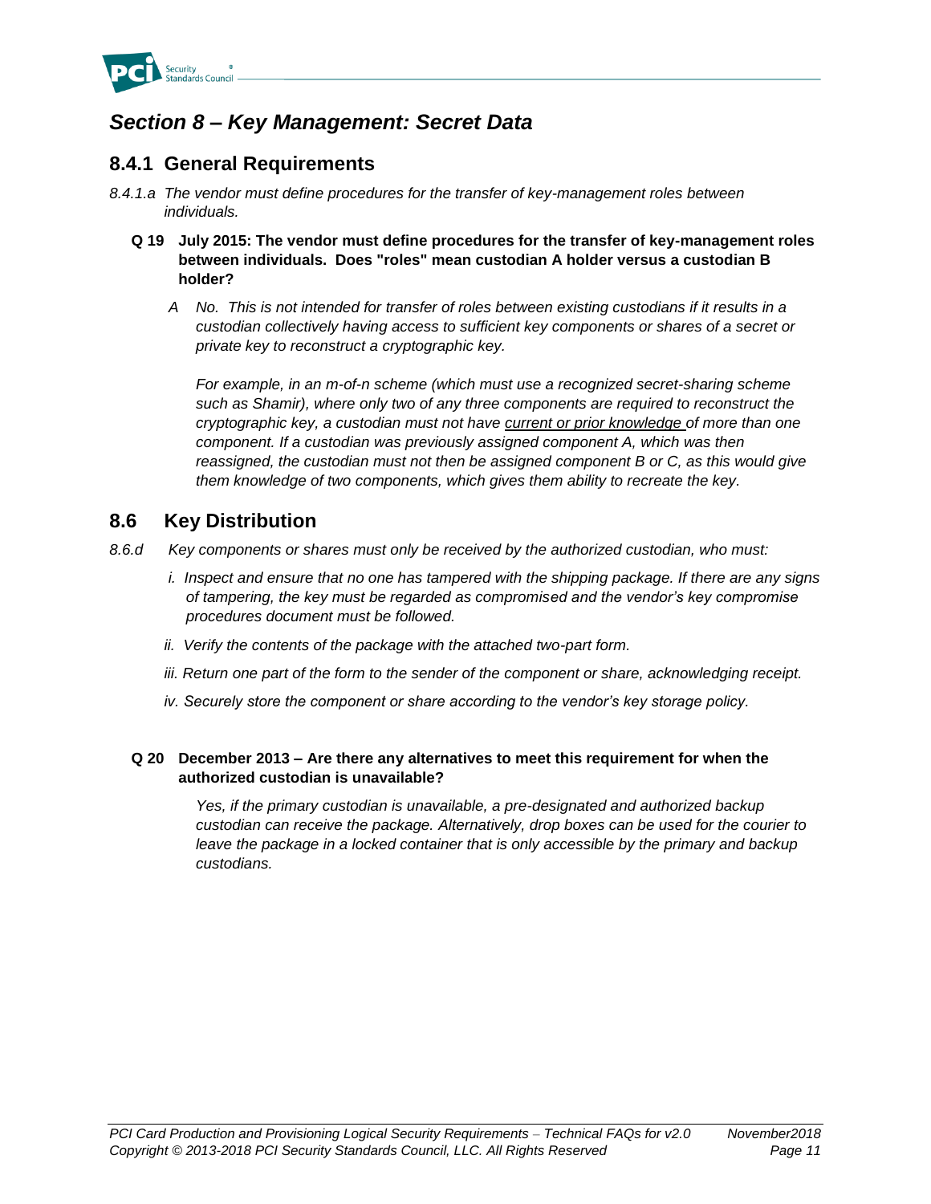# *Section 8 – Key Management: Secret Data*

## 8.4.1 General Requirements

*8.4.1.a The vendor must define procedures for the transfer of key-management roles between individuals.*

**Q 19 July 2015: The vendor must define procedures for the transfer of key-management roles between individuals. Does "roles" mean custodian A holder versus a custodian B holder?**

*A No. This is not intended for transfer of roles between existing custodians if it results in a custodian collectively having access to sufficient key components or shares of a secret or private key to reconstruct a cryptographic key.*

*For example, in an m-of-n scheme (which must use a recognized secret-sharing scheme such as Shamir), where only two of any three components are required to reconstruct the cryptographic key, a custodian must not have current or prior knowledge of more than one component. If a custodian was previously assigned component A, which was then reassigned, the custodian must not then be assigned component B or C, as this would give them knowledge of two components, which gives them ability to recreate the key.*

## 8.6 Key Distribution

*8.6.d Key components or shares must only be received by the authorized custodian, who must:*

*i. Inspect and ensure that no one has tampered with the shipping package. If there are any signs of tampering, the key must be regarded as compromised and the vendor's key compromise procedures document must be followed.*

*ii. Verify the contents of the package with the attached two-part form.*

*iii. Return one part of the form to the sender of the component or share, acknowledging receipt.*

*iv. Securely store the component or share according to the vendor's key storage policy.*

**Q 20 December 2013 – Are there any alternatives to meet this requirement for when the authorized custodian is unavailable?**

*Yes, if the primary custodian is unavailable, a pre-designated and authorized backup custodian can receive the package. Alternatively, drop boxes can be used for the courier to leave the package in a locked container that is only accessible by the primary and backup custodians.*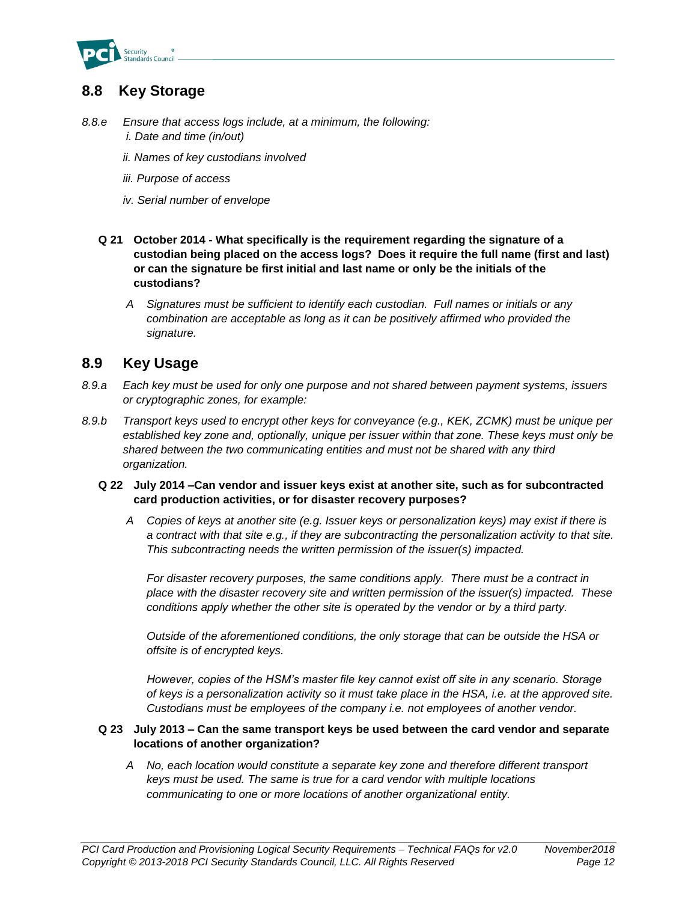## 8.8 Key Storage

*8.8.e* *Ensure that access logs include, at a minimum, the following:*

*i. Date and time (in/out)*

*ii. Names of key custodians involved*

*iii. Purpose of access*

*iv. Serial number of envelope*

**Q 21 October 2014 - What specifically is the requirement regarding the signature of a custodian being placed on the access logs? Does it require the full name (first and last) or can the signature be first initial and last name or only be the initials of the custodians?**

*A* *Signatures must be sufficient to identify each custodian. Full names or initials or any combination are acceptable as long as it can be positively affirmed who provided the signature.*

## 8.9 Key Usage

*8.9.a* *Each key must be used for only one purpose and not shared between payment systems, issuers or cryptographic zones, for example:*

*8.9.b* *Transport keys used to encrypt other keys for conveyance (e.g., KEK, ZCMK) must be unique per established key zone and, optionally, unique per issuer within that zone. These keys must only be shared between the two communicating entities and must not be shared with any third organization.*

**Q 22 July 2014 –Can vendor and issuer keys exist at another site, such as for subcontracted card production activities, or for disaster recovery purposes?**

*A* *Copies of keys at another site (e.g. Issuer keys or personalization keys) may exist if there is a contract with that site e.g., if they are subcontracting the personalization activity to that site. This subcontracting needs the written permission of the issuer(s) impacted.*

*For disaster recovery purposes, the same conditions apply. There must be a contract in place with the disaster recovery site and written permission of the issuer(s) impacted. These conditions apply whether the other site is operated by the vendor or by a third party.*

*Outside of the aforementioned conditions, the only storage that can be outside the HSA or offsite is of encrypted keys.*

*However, copies of the HSM's master file key cannot exist off site in any scenario. Storage of keys is a personalization activity so it must take place in the HSA, i.e. at the approved site. Custodians must be employees of the company i.e. not employees of another vendor.*

**Q 23 July 2013 – Can the same transport keys be used between the card vendor and separate locations of another organization?**

*A* *No, each location would constitute a separate key zone and therefore different transport keys must be used. The same is true for a card vendor with multiple locations communicating to one or more locations of another organizational entity.*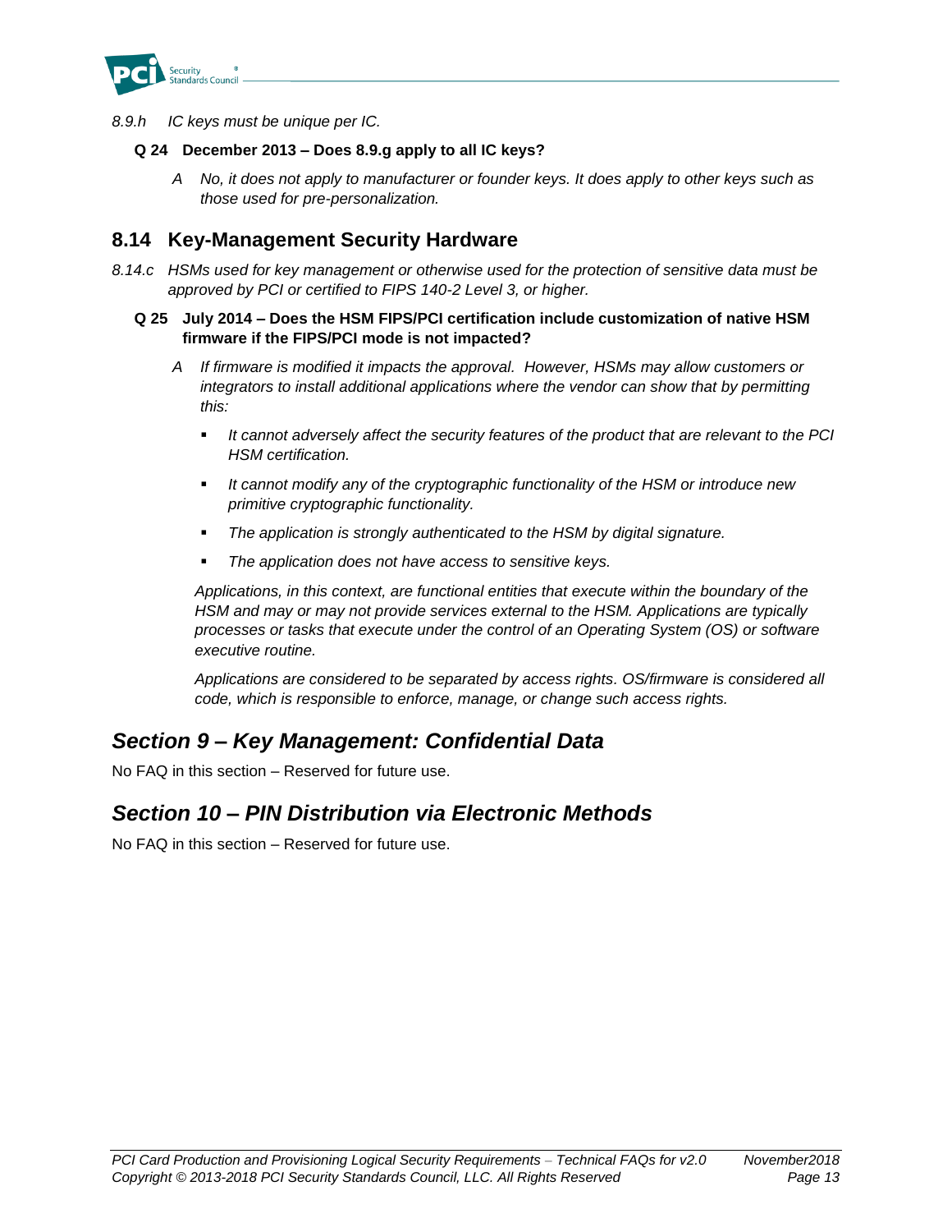*8.9.h IC keys must be unique per IC.*

**Q 24 December 2013 – Does 8.9.g apply to all IC keys?**

*A No, it does not apply to manufacturer or founder keys. It does apply to other keys such as those used for pre-personalization.*

## 8.14 Key-Management Security Hardware

*8.14.c HSMs used for key management or otherwise used for the protection of sensitive data must be approved by PCI or certified to FIPS 140-2 Level 3, or higher.*

**Q 25 July 2014 – Does the HSM FIPS/PCI certification include customization of native HSM firmware if the FIPS/PCI mode is not impacted?**

*A If firmware is modified it impacts the approval. However, HSMs may allow customers or integrators to install additional applications where the vendor can show that by permitting this:*

- *It cannot adversely affect the security features of the product that are relevant to the PCI HSM certification.*
- *It cannot modify any of the cryptographic functionality of the HSM or introduce new primitive cryptographic functionality.*
- *The application is strongly authenticated to the HSM by digital signature.*
- *The application does not have access to sensitive keys.*

*Applications, in this context, are functional entities that execute within the boundary of the HSM and may or may not provide services external to the HSM. Applications are typically processes or tasks that execute under the control of an Operating System (OS) or software executive routine.*

*Applications are considered to be separated by access rights. OS/firmware is considered all code, which is responsible to enforce, manage, or change such access rights.*

# *Section 9 – Key Management: Confidential Data*

No FAQ in this section – Reserved for future use.

# *Section 10 – PIN Distribution via Electronic Methods*

No FAQ in this section – Reserved for future use.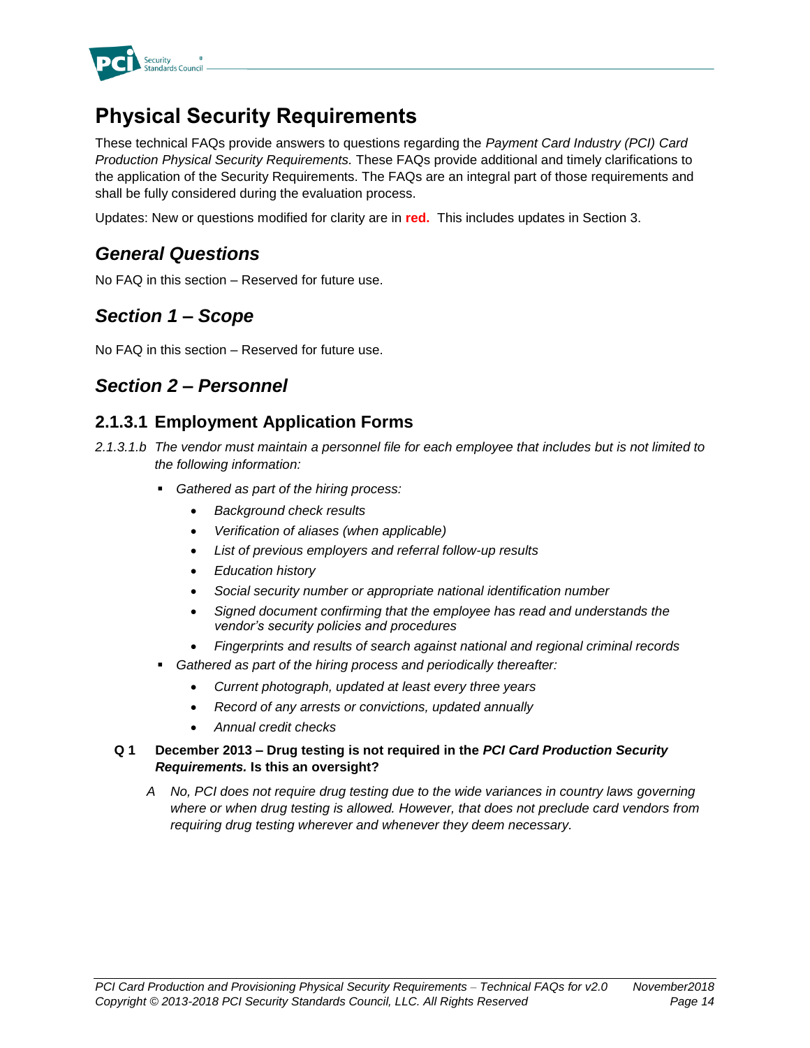# Physical Security Requirements

These technical FAQs provide answers to questions regarding the *Payment Card Industry (PCI) Card Production Physical Security Requirements.* These FAQs provide additional and timely clarifications to the application of the Security Requirements. The FAQs are an integral part of those requirements and shall be fully considered during the evaluation process.

Updates: New or questions modified for clarity are in **red.** This includes updates in Section 3.

## *General Questions*

No FAQ in this section – Reserved for future use.

## *Section 1 – Scope*

No FAQ in this section – Reserved for future use.

## *Section 2 – Personnel*

### 2.1.3.1 Employment Application Forms

*2.1.3.1.b The vendor must maintain a personnel file for each employee that includes but is not limited to the following information:*

- *Gathered as part of the hiring process:*
  - *Background check results*
  - *Verification of aliases (when applicable)*
  - *List of previous employers and referral follow-up results*
  - *Education history*
  - *Social security number or appropriate national identification number*
  - *Signed document confirming that the employee has read and understands the vendor's security policies and procedures*
  - *Fingerprints and results of search against national and regional criminal records*
- *Gathered as part of the hiring process and periodically thereafter:*
  - *Current photograph, updated at least every three years*
  - *Record of any arrests or convictions, updated annually*
  - *Annual credit checks*

**Q 1 December 2013 – Drug testing is not required in the *PCI Card Production Security Requirements.* Is this an oversight?**

*A No, PCI does not require drug testing due to the wide variances in country laws governing where or when drug testing is allowed. However, that does not preclude card vendors from requiring drug testing wherever and whenever they deem necessary.*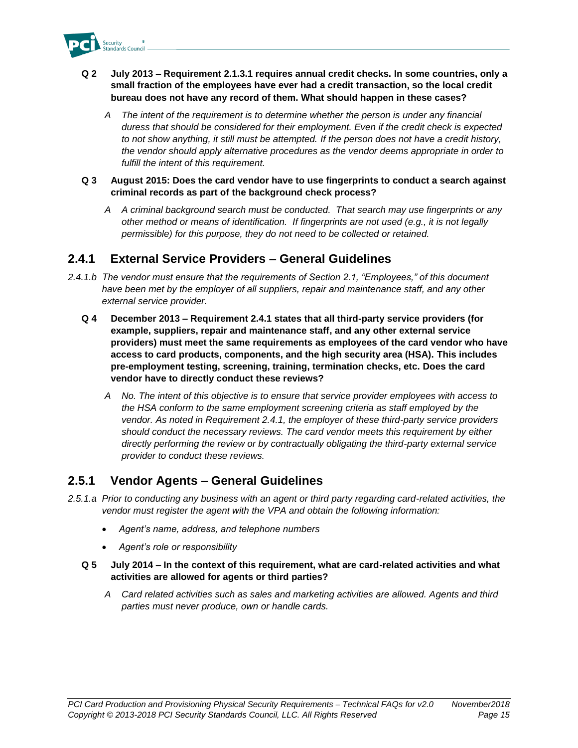**Q 2 July 2013 – Requirement 2.1.3.1 requires annual credit checks. In some countries, only a small fraction of the employees have ever had a credit transaction, so the local credit bureau does not have any record of them. What should happen in these cases?**

*A The intent of the requirement is to determine whether the person is under any financial duress that should be considered for their employment. Even if the credit check is expected to not show anything, it still must be attempted. If the person does not have a credit history, the vendor should apply alternative procedures as the vendor deems appropriate in order to fulfill the intent of this requirement.*

**Q 3 August 2015: Does the card vendor have to use fingerprints to conduct a search against criminal records as part of the background check process?**

*A A criminal background search must be conducted. That search may use fingerprints or any other method or means of identification. If fingerprints are not used (e.g., it is not legally permissible) for this purpose, they do not need to be collected or retained.*

## 2.4.1 External Service Providers – General Guidelines

*2.4.1.b The vendor must ensure that the requirements of Section 2.1, "Employees," of this document have been met by the employer of all suppliers, repair and maintenance staff, and any other external service provider.*

**Q 4 December 2013 – Requirement 2.4.1 states that all third-party service providers (for example, suppliers, repair and maintenance staff, and any other external service providers) must meet the same requirements as employees of the card vendor who have access to card products, components, and the high security area (HSA). This includes pre-employment testing, screening, training, termination checks, etc. Does the card vendor have to directly conduct these reviews?**

*A No. The intent of this objective is to ensure that service provider employees with access to the HSA conform to the same employment screening criteria as staff employed by the vendor. As noted in Requirement 2.4.1, the employer of these third-party service providers should conduct the necessary reviews. The card vendor meets this requirement by either directly performing the review or by contractually obligating the third-party external service provider to conduct these reviews.*

## 2.5.1 Vendor Agents – General Guidelines

*2.5.1.a Prior to conducting any business with an agent or third party regarding card-related activities, the vendor must register the agent with the VPA and obtain the following information:*

- *Agent's name, address, and telephone numbers*
- *Agent's role or responsibility*

**Q 5 July 2014 – In the context of this requirement, what are card-related activities and what activities are allowed for agents or third parties?**

*A Card related activities such as sales and marketing activities are allowed. Agents and third parties must never produce, own or handle cards.*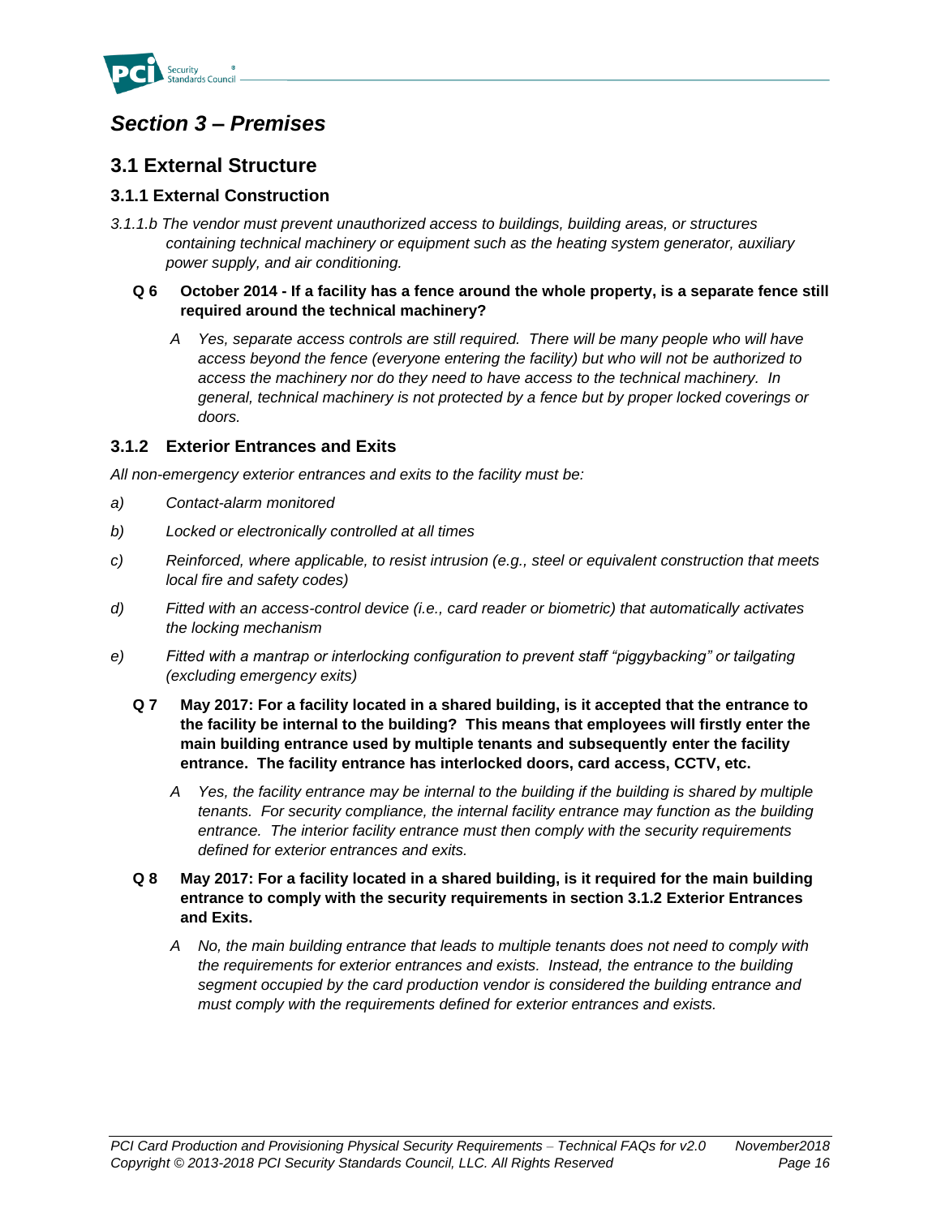# *Section 3 – Premises*

## 3.1 External Structure

### 3.1.1 External Construction

*3.1.1.b The vendor must prevent unauthorized access to buildings, building areas, or structures containing technical machinery or equipment such as the heating system generator, auxiliary power supply, and air conditioning.*

**Q 6 October 2014 - If a facility has a fence around the whole property, is a separate fence still required around the technical machinery?**

*A Yes, separate access controls are still required. There will be many people who will have access beyond the fence (everyone entering the facility) but who will not be authorized to access the machinery nor do they need to have access to the technical machinery. In general, technical machinery is not protected by a fence but by proper locked coverings or doors.*

### 3.1.2 Exterior Entrances and Exits

*All non-emergency exterior entrances and exits to the facility must be:*

*a) Contact-alarm monitored*

*b) Locked or electronically controlled at all times*

*c) Reinforced, where applicable, to resist intrusion (e.g., steel or equivalent construction that meets local fire and safety codes)*

*d) Fitted with an access-control device (i.e., card reader or biometric) that automatically activates the locking mechanism*

*e) Fitted with a mantrap or interlocking configuration to prevent staff "piggybacking" or tailgating (excluding emergency exits)*

**Q 7 May 2017: For a facility located in a shared building, is it accepted that the entrance to the facility be internal to the building? This means that employees will firstly enter the main building entrance used by multiple tenants and subsequently enter the facility entrance. The facility entrance has interlocked doors, card access, CCTV, etc.**

*A Yes, the facility entrance may be internal to the building if the building is shared by multiple tenants. For security compliance, the internal facility entrance may function as the building entrance. The interior facility entrance must then comply with the security requirements defined for exterior entrances and exits.*

**Q 8 May 2017: For a facility located in a shared building, is it required for the main building entrance to comply with the security requirements in section 3.1.2 Exterior Entrances and Exits.**

*A No, the main building entrance that leads to multiple tenants does not need to comply with the requirements for exterior entrances and exists. Instead, the entrance to the building segment occupied by the card production vendor is considered the building entrance and must comply with the requirements defined for exterior entrances and exists.*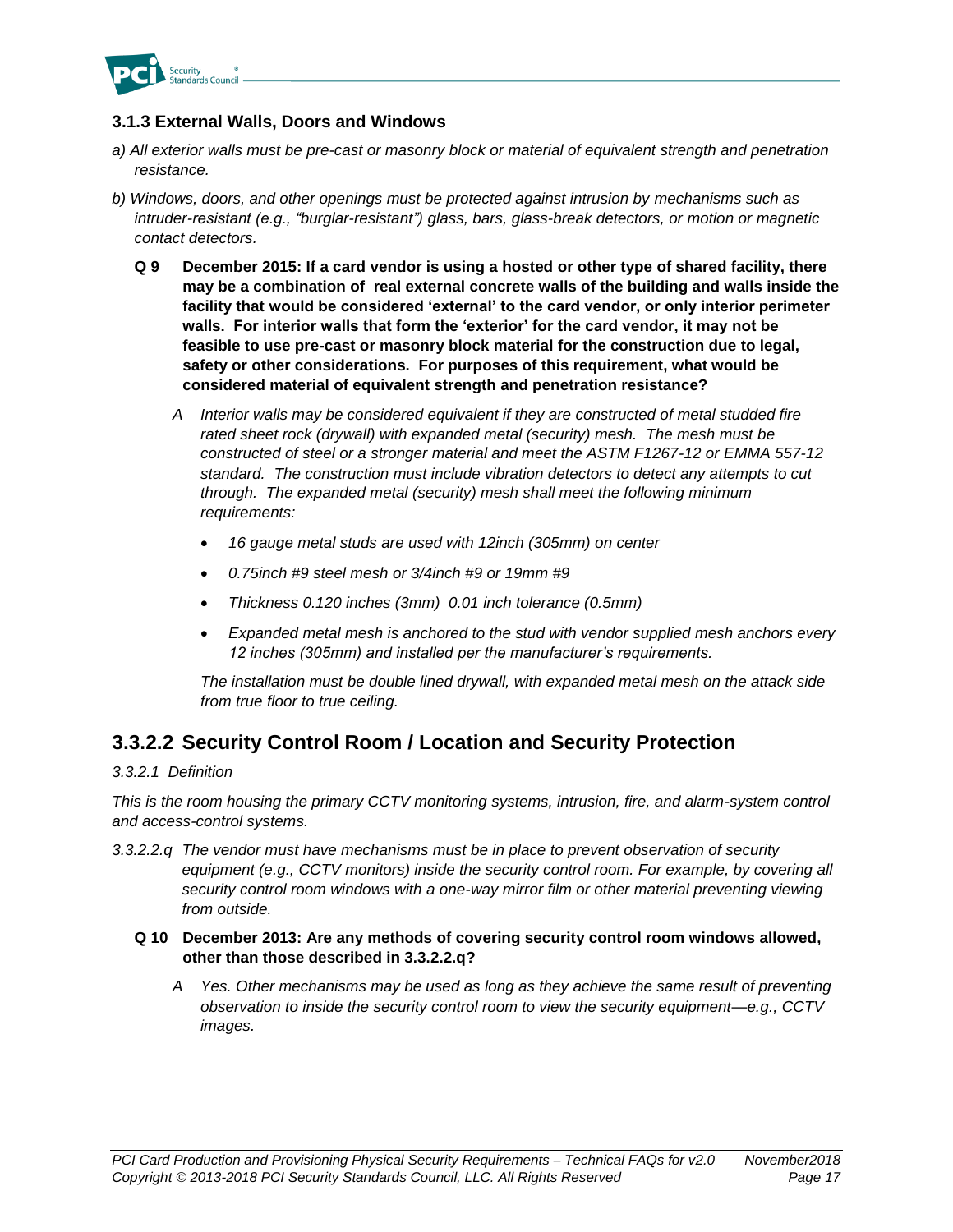### 3.1.3 External Walls, Doors and Windows

*a) All exterior walls must be pre-cast or masonry block or material of equivalent strength and penetration resistance.*

*b) Windows, doors, and other openings must be protected against intrusion by mechanisms such as intruder-resistant (e.g., "burglar-resistant") glass, bars, glass-break detectors, or motion or magnetic contact detectors.*

**Q 9 December 2015: If a card vendor is using a hosted or other type of shared facility, there may be a combination of real external concrete walls of the building and walls inside the facility that would be considered 'external' to the card vendor, or only interior perimeter walls. For interior walls that form the 'exterior' for the card vendor, it may not be feasible to use pre-cast or masonry block material for the construction due to legal, safety or other considerations. For purposes of this requirement, what would be considered material of equivalent strength and penetration resistance?**

*A Interior walls may be considered equivalent if they are constructed of metal studded fire rated sheet rock (drywall) with expanded metal (security) mesh. The mesh must be constructed of steel or a stronger material and meet the ASTM F1267-12 or EMMA 557-12 standard. The construction must include vibration detectors to detect any attempts to cut through. The expanded metal (security) mesh shall meet the following minimum requirements:*

- *16 gauge metal studs are used with 12inch (305mm) on center*
- *0.75inch #9 steel mesh or 3/4inch #9 or 19mm #9*
- *Thickness 0.120 inches (3mm) 0.01 inch tolerance (0.5mm)*
- *Expanded metal mesh is anchored to the stud with vendor supplied mesh anchors every 12 inches (305mm) and installed per the manufacturer's requirements.*

*The installation must be double lined drywall, with expanded metal mesh on the attack side from true floor to true ceiling.*

## 3.3.2.2 Security Control Room / Location and Security Protection

*3.3.2.1 Definition*

*This is the room housing the primary CCTV monitoring systems, intrusion, fire, and alarm-system control and access-control systems.*

*3.3.2.2.q The vendor must have mechanisms must be in place to prevent observation of security equipment (e.g., CCTV monitors) inside the security control room. For example, by covering all security control room windows with a one-way mirror film or other material preventing viewing from outside.*

**Q 10 December 2013: Are any methods of covering security control room windows allowed, other than those described in 3.3.2.2.q?**

*A Yes. Other mechanisms may be used as long as they achieve the same result of preventing observation to inside the security control room to view the security equipment—e.g., CCTV images.*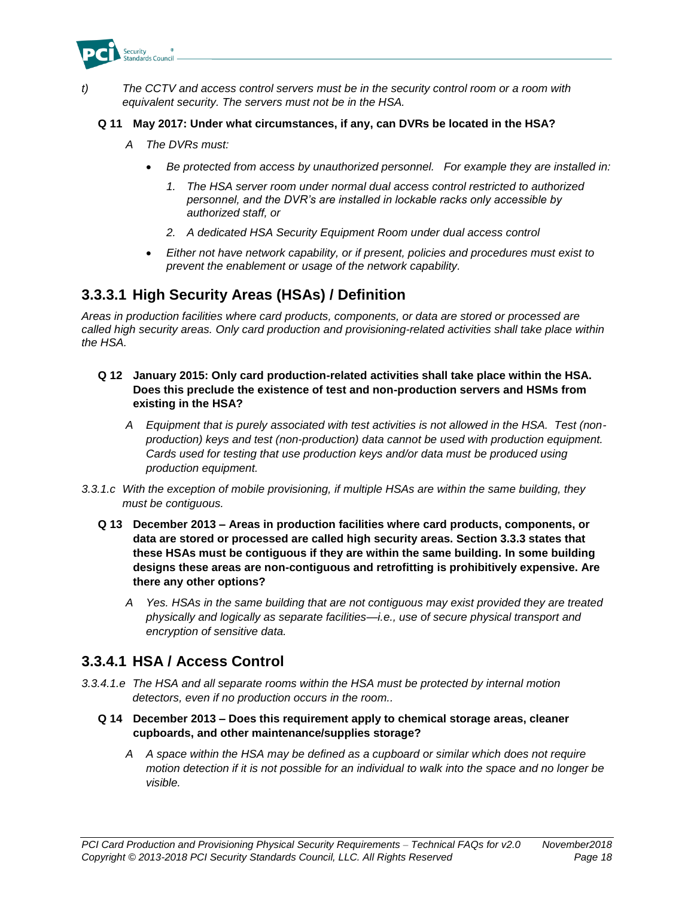t) *The CCTV and access control servers must be in the security control room or a room with equivalent security. The servers must not be in the HSA.*

**Q 11 May 2017: Under what circumstances, if any, can DVRs be located in the HSA?**

*A The DVRs must:*

- *Be protected from access by unauthorized personnel. For example they are installed in:*
  1. *The HSA server room under normal dual access control restricted to authorized personnel, and the DVR's are installed in lockable racks only accessible by authorized staff, or*
  2. *A dedicated HSA Security Equipment Room under dual access control*
- *Either not have network capability, or if present, policies and procedures must exist to prevent the enablement or usage of the network capability.*

## 3.3.3.1 High Security Areas (HSAs) / Definition

*Areas in production facilities where card products, components, or data are stored or processed are called high security areas. Only card production and provisioning-related activities shall take place within the HSA.*

**Q 12 January 2015: Only card production-related activities shall take place within the HSA. Does this preclude the existence of test and non-production servers and HSMs from existing in the HSA?**

*A Equipment that is purely associated with test activities is not allowed in the HSA. Test (non-production) keys and test (non-production) data cannot be used with production equipment. Cards used for testing that use production keys and/or data must be produced using production equipment.*

3.3.1.c *With the exception of mobile provisioning, if multiple HSAs are within the same building, they must be contiguous.*

**Q 13 December 2013 – Areas in production facilities where card products, components, or data are stored or processed are called high security areas. Section 3.3.3 states that these HSAs must be contiguous if they are within the same building. In some building designs these areas are non-contiguous and retrofitting is prohibitively expensive. Are there any other options?**

*A Yes. HSAs in the same building that are not contiguous may exist provided they are treated physically and logically as separate facilities—i.e., use of secure physical transport and encryption of sensitive data.*

## 3.3.4.1 HSA / Access Control

3.3.4.1.e *The HSA and all separate rooms within the HSA must be protected by internal motion detectors, even if no production occurs in the room..*

**Q 14 December 2013 – Does this requirement apply to chemical storage areas, cleaner cupboards, and other maintenance/supplies storage?**

*A A space within the HSA may be defined as a cupboard or similar which does not require motion detection if it is not possible for an individual to walk into the space and no longer be visible.*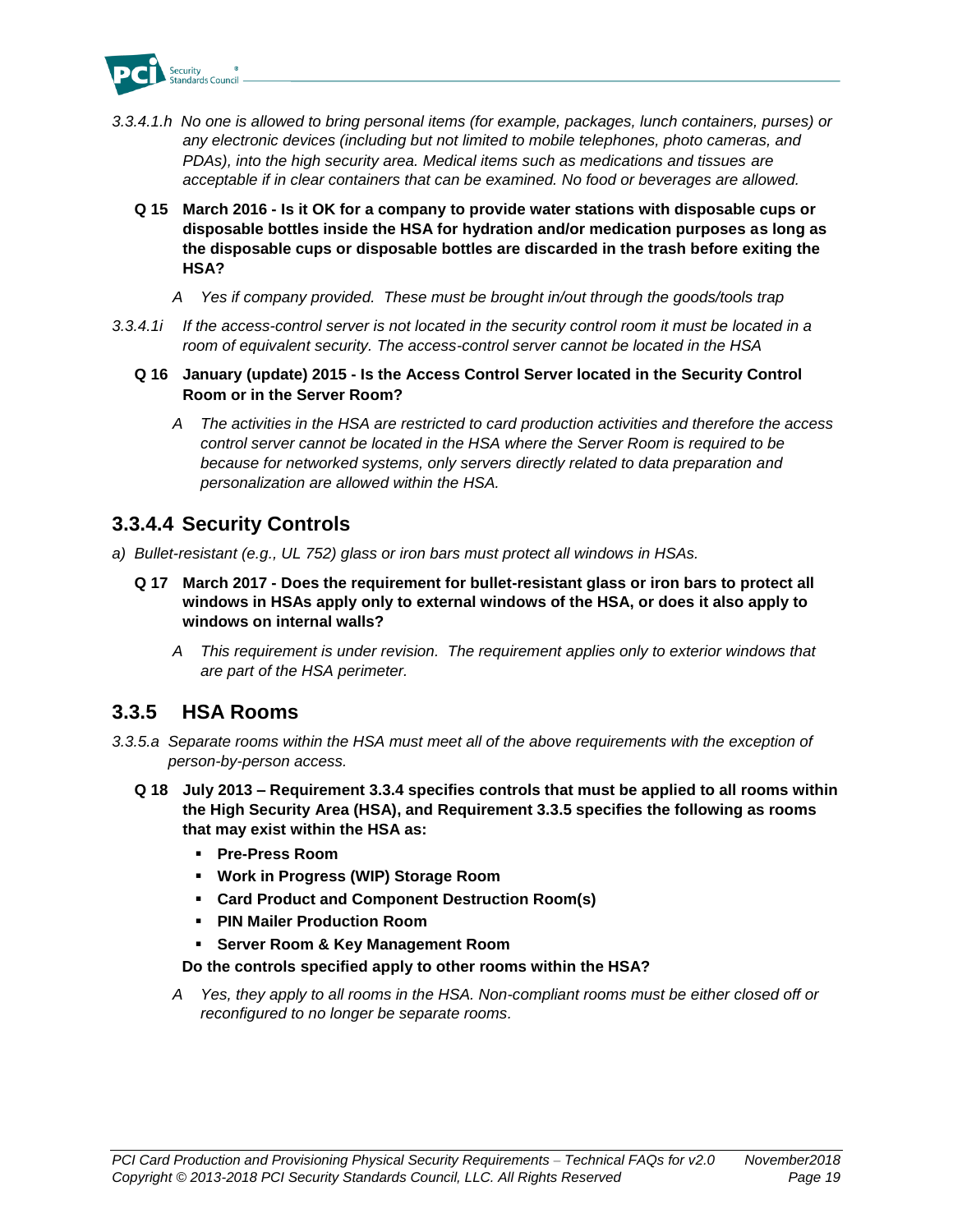*3.3.4.1.h No one is allowed to bring personal items (for example, packages, lunch containers, purses) or any electronic devices (including but not limited to mobile telephones, photo cameras, and PDAs), into the high security area. Medical items such as medications and tissues are acceptable if in clear containers that can be examined. No food or beverages are allowed.*

**Q 15 March 2016 - Is it OK for a company to provide water stations with disposable cups or disposable bottles inside the HSA for hydration and/or medication purposes as long as the disposable cups or disposable bottles are discarded in the trash before exiting the HSA?**

*A Yes if company provided. These must be brought in/out through the goods/tools trap*

*3.3.4.1i If the access-control server is not located in the security control room it must be located in a room of equivalent security. The access-control server cannot be located in the HSA*

**Q 16 January (update) 2015 - Is the Access Control Server located in the Security Control Room or in the Server Room?**

*A The activities in the HSA are restricted to card production activities and therefore the access control server cannot be located in the HSA where the Server Room is required to be because for networked systems, only servers directly related to data preparation and personalization are allowed within the HSA.*

## 3.3.4.4 Security Controls

*a) Bullet-resistant (e.g., UL 752) glass or iron bars must protect all windows in HSAs.*

**Q 17 March 2017 - Does the requirement for bullet-resistant glass or iron bars to protect all windows in HSAs apply only to external windows of the HSA, or does it also apply to windows on internal walls?**

*A This requirement is under revision. The requirement applies only to exterior windows that are part of the HSA perimeter.*

## 3.3.5 HSA Rooms

*3.3.5.a Separate rooms within the HSA must meet all of the above requirements with the exception of person-by-person access.*

**Q 18 July 2013 – Requirement 3.3.4 specifies controls that must be applied to all rooms within the High Security Area (HSA), and Requirement 3.3.5 specifies the following as rooms that may exist within the HSA as:**

- **Pre-Press Room**
- **Work in Progress (WIP) Storage Room**
- **Card Product and Component Destruction Room(s)**
- **PIN Mailer Production Room**
- **Server Room & Key Management Room**

**Do the controls specified apply to other rooms within the HSA?**

*A Yes, they apply to all rooms in the HSA. Non-compliant rooms must be either closed off or reconfigured to no longer be separate rooms.*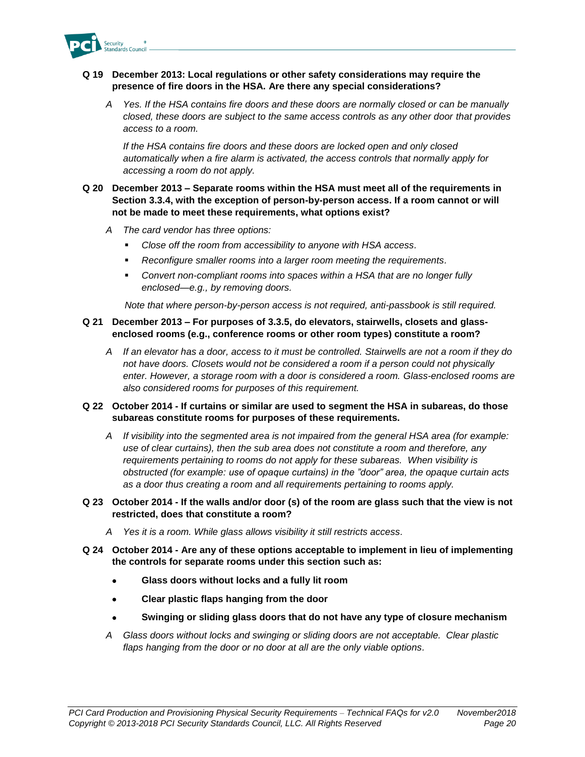**Q 19 December 2013: Local regulations or other safety considerations may require the presence of fire doors in the HSA. Are there any special considerations?**

*A Yes. If the HSA contains fire doors and these doors are normally closed or can be manually closed, these doors are subject to the same access controls as any other door that provides access to a room.*

*If the HSA contains fire doors and these doors are locked open and only closed automatically when a fire alarm is activated, the access controls that normally apply for accessing a room do not apply.*

**Q 20 December 2013 – Separate rooms within the HSA must meet all of the requirements in Section 3.3.4, with the exception of person-by-person access. If a room cannot or will not be made to meet these requirements, what options exist?**

*A The card vendor has three options:*

- *Close off the room from accessibility to anyone with HSA access.*
- *Reconfigure smaller rooms into a larger room meeting the requirements.*
- *Convert non-compliant rooms into spaces within a HSA that are no longer fully enclosed—e.g., by removing doors.*

*Note that where person-by-person access is not required, anti-passbook is still required.*

**Q 21 December 2013 – For purposes of 3.3.5, do elevators, stairwells, closets and glass-enclosed rooms (e.g., conference rooms or other room types) constitute a room?**

*A If an elevator has a door, access to it must be controlled. Stairwells are not a room if they do not have doors. Closets would not be considered a room if a person could not physically enter. However, a storage room with a door is considered a room. Glass-enclosed rooms are also considered rooms for purposes of this requirement.*

**Q 22 October 2014 - If curtains or similar are used to segment the HSA in subareas, do those subareas constitute rooms for purposes of these requirements.**

*A If visibility into the segmented area is not impaired from the general HSA area (for example: use of clear curtains), then the sub area does not constitute a room and therefore, any requirements pertaining to rooms do not apply for these subareas. When visibility is obstructed (for example: use of opaque curtains) in the "door" area, the opaque curtain acts as a door thus creating a room and all requirements pertaining to rooms apply.*

**Q 23 October 2014 - If the walls and/or door (s) of the room are glass such that the view is not restricted, does that constitute a room?**

*A Yes it is a room. While glass allows visibility it still restricts access.*

**Q 24 October 2014 - Are any of these options acceptable to implement in lieu of implementing the controls for separate rooms under this section such as:**

- **Glass doors without locks and a fully lit room**
- **Clear plastic flaps hanging from the door**
- **Swinging or sliding glass doors that do not have any type of closure mechanism**

*A Glass doors without locks and swinging or sliding doors are not acceptable. Clear plastic flaps hanging from the door or no door at all are the only viable options.*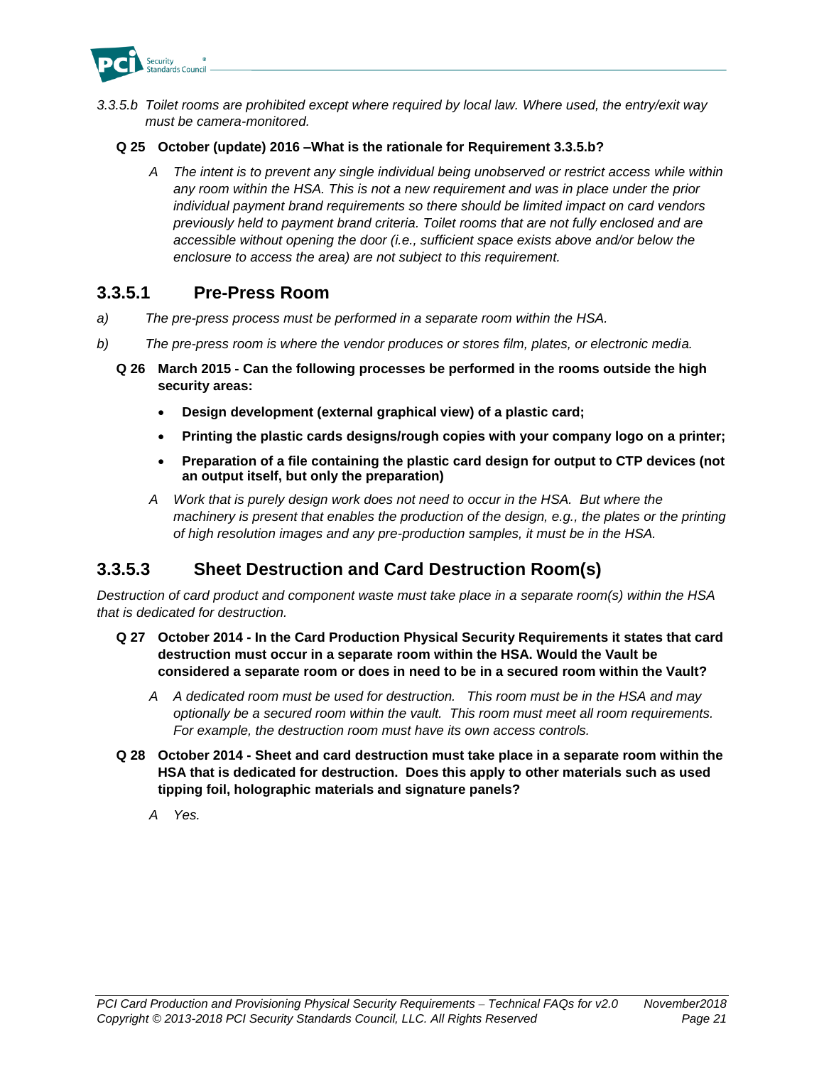*3.3.5.b Toilet rooms are prohibited except where required by local law. Where used, the entry/exit way must be camera-monitored.*

**Q 25 October (update) 2016 –What is the rationale for Requirement 3.3.5.b?**

*A The intent is to prevent any single individual being unobserved or restrict access while within any room within the HSA. This is not a new requirement and was in place under the prior individual payment brand requirements so there should be limited impact on card vendors previously held to payment brand criteria. Toilet rooms that are not fully enclosed and are accessible without opening the door (i.e., sufficient space exists above and/or below the enclosure to access the area) are not subject to this requirement.*

## 3.3.5.1 Pre-Press Room

*a) The pre-press process must be performed in a separate room within the HSA.*

*b) The pre-press room is where the vendor produces or stores film, plates, or electronic media.*

**Q 26 March 2015 - Can the following processes be performed in the rooms outside the high security areas:**

- **Design development (external graphical view) of a plastic card;**
- **Printing the plastic cards designs/rough copies with your company logo on a printer;**
- **Preparation of a file containing the plastic card design for output to CTP devices (not an output itself, but only the preparation)**

*A Work that is purely design work does not need to occur in the HSA. But where the machinery is present that enables the production of the design, e.g., the plates or the printing of high resolution images and any pre-production samples, it must be in the HSA.*

## 3.3.5.3 Sheet Destruction and Card Destruction Room(s)

*Destruction of card product and component waste must take place in a separate room(s) within the HSA that is dedicated for destruction.*

**Q 27 October 2014 - In the Card Production Physical Security Requirements it states that card destruction must occur in a separate room within the HSA. Would the Vault be considered a separate room or does in need to be in a secured room within the Vault?**

*A A dedicated room must be used for destruction. This room must be in the HSA and may optionally be a secured room within the vault. This room must meet all room requirements. For example, the destruction room must have its own access controls.*

**Q 28 October 2014 - Sheet and card destruction must take place in a separate room within the HSA that is dedicated for destruction. Does this apply to other materials such as used tipping foil, holographic materials and signature panels?**

*A Yes.*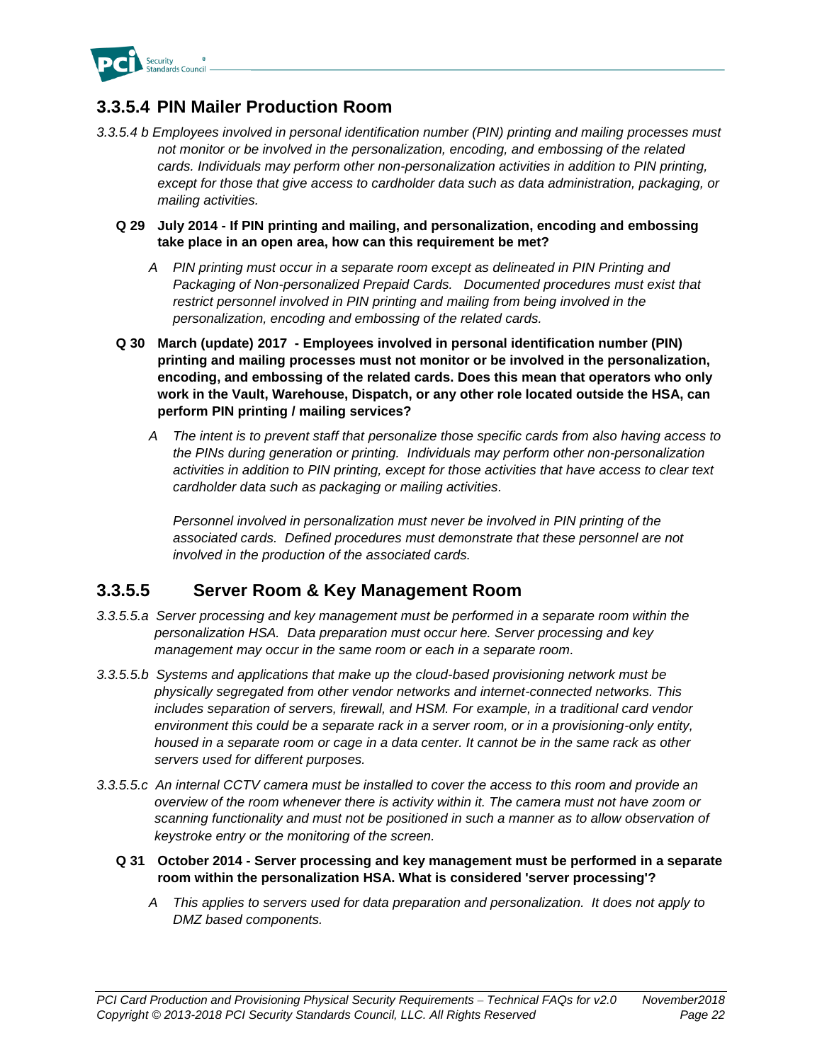### 3.3.5.4 PIN Mailer Production Room

*3.3.5.4 b Employees involved in personal identification number (PIN) printing and mailing processes must not monitor or be involved in the personalization, encoding, and embossing of the related cards. Individuals may perform other non-personalization activities in addition to PIN printing, except for those that give access to cardholder data such as data administration, packaging, or mailing activities.*

**Q 29 July 2014 - If PIN printing and mailing, and personalization, encoding and embossing take place in an open area, how can this requirement be met?**

*A PIN printing must occur in a separate room except as delineated in PIN Printing and Packaging of Non-personalized Prepaid Cards. Documented procedures must exist that restrict personnel involved in PIN printing and mailing from being involved in the personalization, encoding and embossing of the related cards.*

**Q 30 March (update) 2017 - Employees involved in personal identification number (PIN) printing and mailing processes must not monitor or be involved in the personalization, encoding, and embossing of the related cards. Does this mean that operators who only work in the Vault, Warehouse, Dispatch, or any other role located outside the HSA, can perform PIN printing / mailing services?**

*A The intent is to prevent staff that personalize those specific cards from also having access to the PINs during generation or printing. Individuals may perform other non-personalization activities in addition to PIN printing, except for those activities that have access to clear text cardholder data such as packaging or mailing activities.*

*Personnel involved in personalization must never be involved in PIN printing of the associated cards. Defined procedures must demonstrate that these personnel are not involved in the production of the associated cards.*

### 3.3.5.5 Server Room & Key Management Room

*3.3.5.5.a Server processing and key management must be performed in a separate room within the personalization HSA. Data preparation must occur here. Server processing and key management may occur in the same room or each in a separate room.*

*3.3.5.5.b Systems and applications that make up the cloud-based provisioning network must be physically segregated from other vendor networks and internet-connected networks. This includes separation of servers, firewall, and HSM. For example, in a traditional card vendor environment this could be a separate rack in a server room, or in a provisioning-only entity, housed in a separate room or cage in a data center. It cannot be in the same rack as other servers used for different purposes.*

*3.3.5.5.c An internal CCTV camera must be installed to cover the access to this room and provide an overview of the room whenever there is activity within it. The camera must not have zoom or scanning functionality and must not be positioned in such a manner as to allow observation of keystroke entry or the monitoring of the screen.*

**Q 31 October 2014 - Server processing and key management must be performed in a separate room within the personalization HSA. What is considered 'server processing'?**

*A This applies to servers used for data preparation and personalization. It does not apply to DMZ based components.*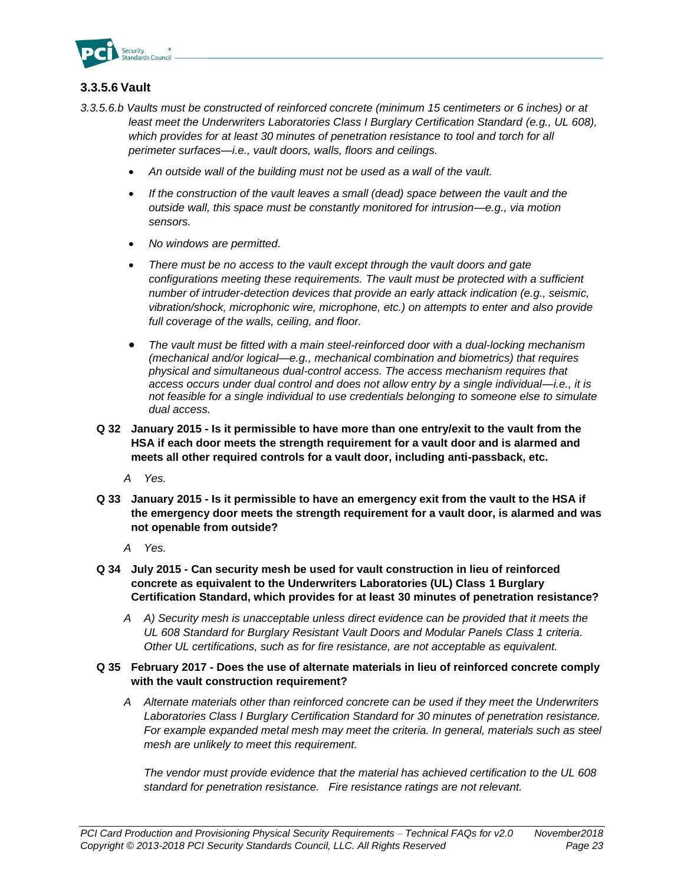### 3.3.5.6 Vault

*3.3.5.6.b Vaults must be constructed of reinforced concrete (minimum 15 centimeters or 6 inches) or at least meet the Underwriters Laboratories Class I Burglary Certification Standard (e.g., UL 608), which provides for at least 30 minutes of penetration resistance to tool and torch for all perimeter surfaces—i.e., vault doors, walls, floors and ceilings.*

- *An outside wall of the building must not be used as a wall of the vault.*
- *If the construction of the vault leaves a small (dead) space between the vault and the outside wall, this space must be constantly monitored for intrusion—e.g., via motion sensors.*
- *No windows are permitted.*
- *There must be no access to the vault except through the vault doors and gate configurations meeting these requirements. The vault must be protected with a sufficient number of intruder-detection devices that provide an early attack indication (e.g., seismic, vibration/shock, microphonic wire, microphone, etc.) on attempts to enter and also provide full coverage of the walls, ceiling, and floor.*
- *The vault must be fitted with a main steel-reinforced door with a dual-locking mechanism (mechanical and/or logical—e.g., mechanical combination and biometrics) that requires physical and simultaneous dual-control access. The access mechanism requires that access occurs under dual control and does not allow entry by a single individual—i.e., it is not feasible for a single individual to use credentials belonging to someone else to simulate dual access.*

**Q 32 January 2015 - Is it permissible to have more than one entry/exit to the vault from the HSA if each door meets the strength requirement for a vault door and is alarmed and meets all other required controls for a vault door, including anti-passback, etc.**

*A Yes.*

**Q 33 January 2015 - Is it permissible to have an emergency exit from the vault to the HSA if the emergency door meets the strength requirement for a vault door, is alarmed and was not openable from outside?**

*A Yes.*

**Q 34 July 2015 - Can security mesh be used for vault construction in lieu of reinforced concrete as equivalent to the Underwriters Laboratories (UL) Class 1 Burglary Certification Standard, which provides for at least 30 minutes of penetration resistance?**

*A A) Security mesh is unacceptable unless direct evidence can be provided that it meets the UL 608 Standard for Burglary Resistant Vault Doors and Modular Panels Class 1 criteria. Other UL certifications, such as for fire resistance, are not acceptable as equivalent.*

**Q 35 February 2017 - Does the use of alternate materials in lieu of reinforced concrete comply with the vault construction requirement?**

*A Alternate materials other than reinforced concrete can be used if they meet the Underwriters Laboratories Class I Burglary Certification Standard for 30 minutes of penetration resistance. For example expanded metal mesh may meet the criteria. In general, materials such as steel mesh are unlikely to meet this requirement.*

*The vendor must provide evidence that the material has achieved certification to the UL 608 standard for penetration resistance. Fire resistance ratings are not relevant.*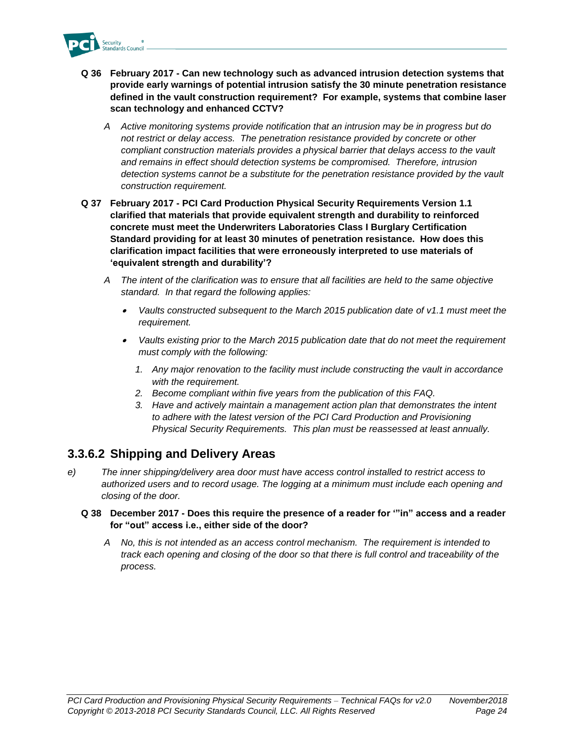**Q 36 February 2017 - Can new technology such as advanced intrusion detection systems that provide early warnings of potential intrusion satisfy the 30 minute penetration resistance defined in the vault construction requirement? For example, systems that combine laser scan technology and enhanced CCTV?**

*A Active monitoring systems provide notification that an intrusion may be in progress but do not restrict or delay access. The penetration resistance provided by concrete or other compliant construction materials provides a physical barrier that delays access to the vault and remains in effect should detection systems be compromised. Therefore, intrusion detection systems cannot be a substitute for the penetration resistance provided by the vault construction requirement.*

**Q 37 February 2017 - PCI Card Production Physical Security Requirements Version 1.1 clarified that materials that provide equivalent strength and durability to reinforced concrete must meet the Underwriters Laboratories Class I Burglary Certification Standard providing for at least 30 minutes of penetration resistance. How does this clarification impact facilities that were erroneously interpreted to use materials of 'equivalent strength and durability'?**

*A The intent of the clarification was to ensure that all facilities are held to the same objective standard. In that regard the following applies:*

- *Vaults constructed subsequent to the March 2015 publication date of v1.1 must meet the requirement.*
- *Vaults existing prior to the March 2015 publication date that do not meet the requirement must comply with the following:*
  1. *Any major renovation to the facility must include constructing the vault in accordance with the requirement.*
  2. *Become compliant within five years from the publication of this FAQ.*
  3. *Have and actively maintain a management action plan that demonstrates the intent to adhere with the latest version of the PCI Card Production and Provisioning Physical Security Requirements. This plan must be reassessed at least annually.*

## 3.3.6.2 Shipping and Delivery Areas

e) *The inner shipping/delivery area door must have access control installed to restrict access to authorized users and to record usage. The logging at a minimum must include each opening and closing of the door.*

**Q 38 December 2017 - Does this require the presence of a reader for '"in" access and a reader for "out" access i.e., either side of the door?**

*A No, this is not intended as an access control mechanism. The requirement is intended to track each opening and closing of the door so that there is full control and traceability of the process.*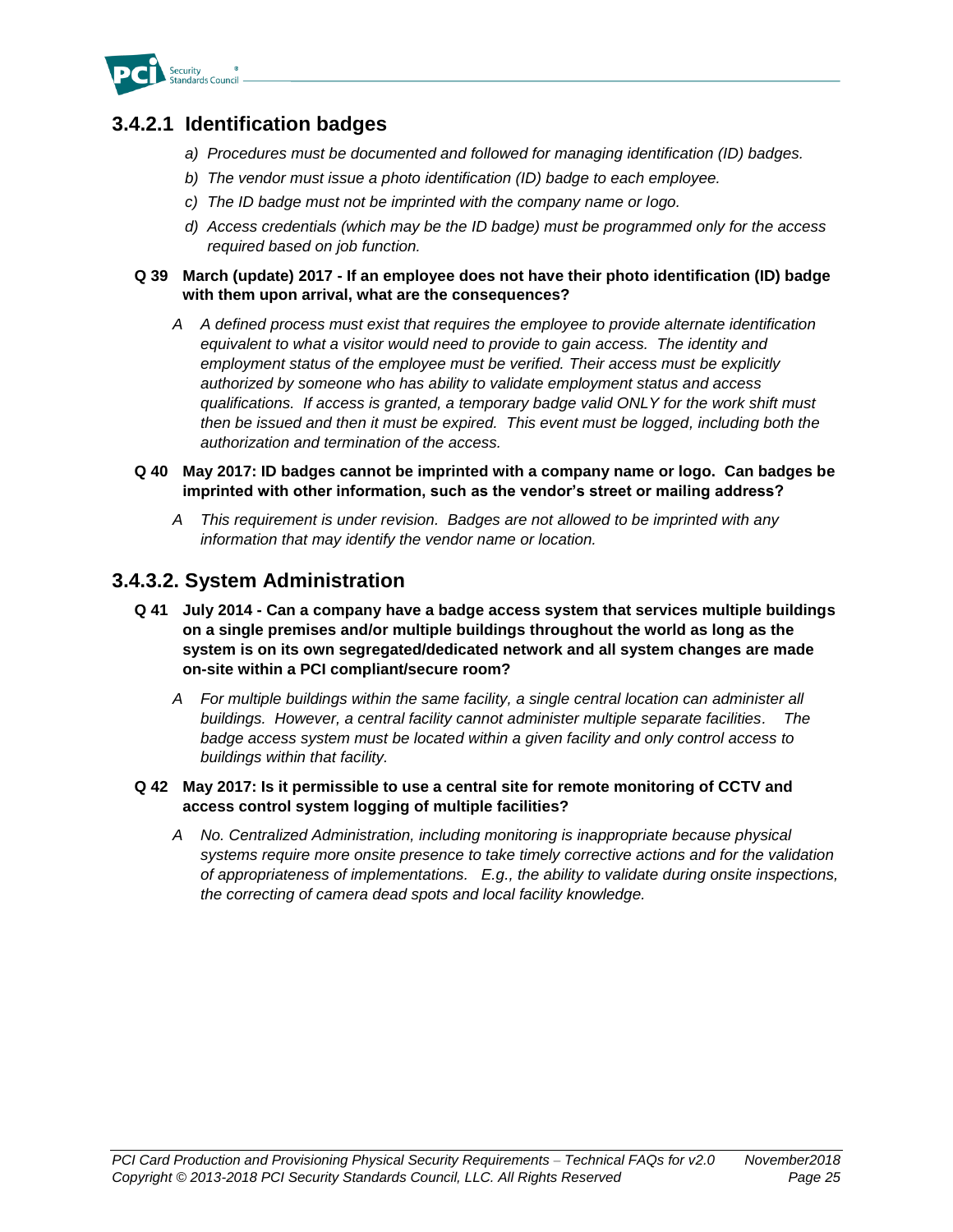### 3.4.2.1 Identification badges

*a) Procedures must be documented and followed for managing identification (ID) badges.*

*b) The vendor must issue a photo identification (ID) badge to each employee.*

*c) The ID badge must not be imprinted with the company name or logo.*

*d) Access credentials (which may be the ID badge) must be programmed only for the access required based on job function.*

**Q 39 March (update) 2017 - If an employee does not have their photo identification (ID) badge with them upon arrival, what are the consequences?**

A *A defined process must exist that requires the employee to provide alternate identification equivalent to what a visitor would need to provide to gain access. The identity and employment status of the employee must be verified. Their access must be explicitly authorized by someone who has ability to validate employment status and access qualifications. If access is granted, a temporary badge valid ONLY for the work shift must then be issued and then it must be expired. This event must be logged, including both the authorization and termination of the access.*

**Q 40 May 2017: ID badges cannot be imprinted with a company name or logo. Can badges be imprinted with other information, such as the vendor's street or mailing address?**

A *This requirement is under revision. Badges are not allowed to be imprinted with any information that may identify the vendor name or location.*

### 3.4.3.2. System Administration

**Q 41 July 2014 - Can a company have a badge access system that services multiple buildings on a single premises and/or multiple buildings throughout the world as long as the system is on its own segregated/dedicated network and all system changes are made on-site within a PCI compliant/secure room?**

A *For multiple buildings within the same facility, a single central location can administer all buildings. However, a central facility cannot administer multiple separate facilities. The badge access system must be located within a given facility and only control access to buildings within that facility.*

**Q 42 May 2017: Is it permissible to use a central site for remote monitoring of CCTV and access control system logging of multiple facilities?**

A *No. Centralized Administration, including monitoring is inappropriate because physical systems require more onsite presence to take timely corrective actions and for the validation of appropriateness of implementations. E.g., the ability to validate during onsite inspections, the correcting of camera dead spots and local facility knowledge.*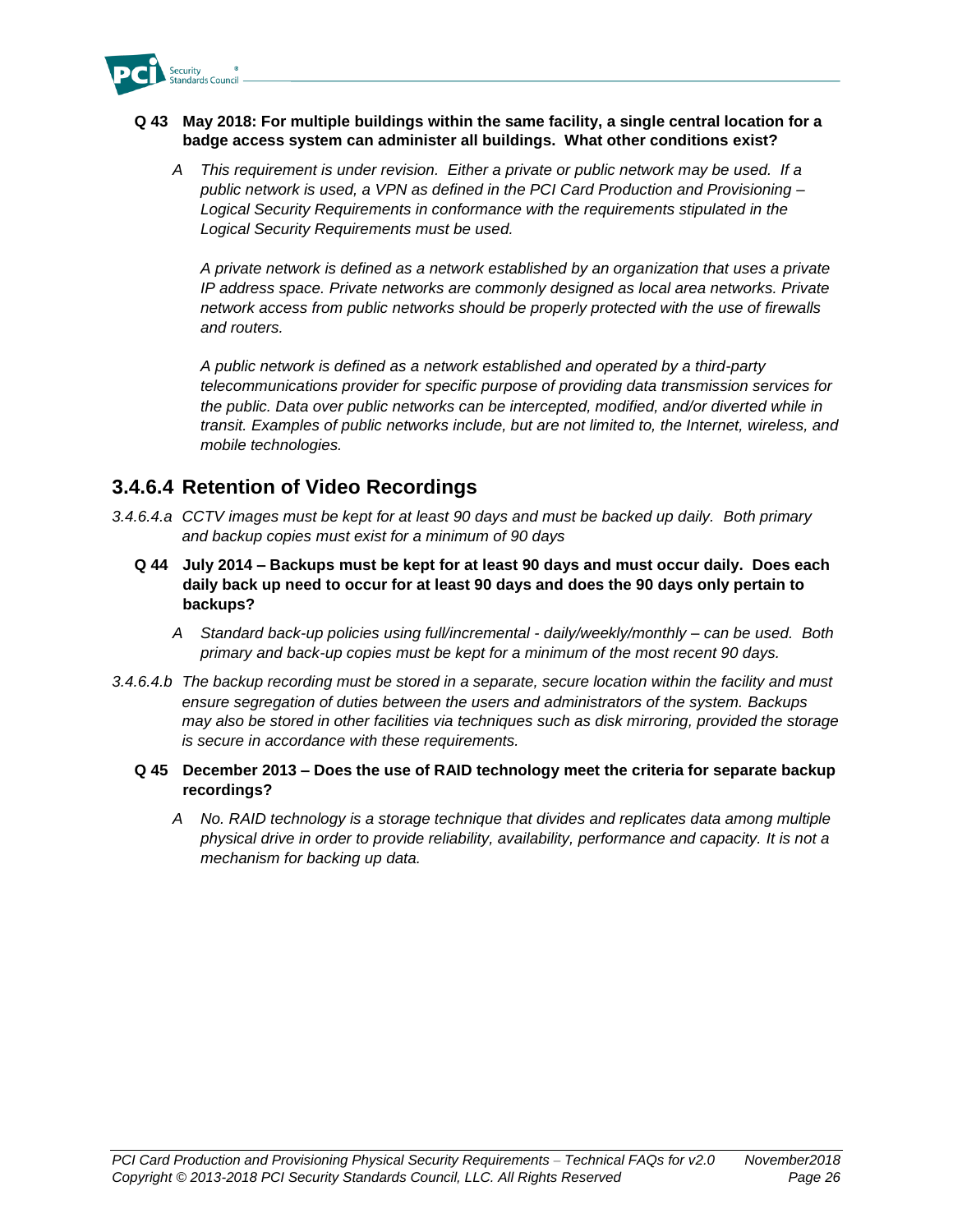**Q 43 May 2018: For multiple buildings within the same facility, a single central location for a badge access system can administer all buildings. What other conditions exist?**

*A This requirement is under revision. Either a private or public network may be used. If a public network is used, a VPN as defined in the PCI Card Production and Provisioning – Logical Security Requirements in conformance with the requirements stipulated in the Logical Security Requirements must be used.*

*A private network is defined as a network established by an organization that uses a private IP address space. Private networks are commonly designed as local area networks. Private network access from public networks should be properly protected with the use of firewalls and routers.*

*A public network is defined as a network established and operated by a third-party telecommunications provider for specific purpose of providing data transmission services for the public. Data over public networks can be intercepted, modified, and/or diverted while in transit. Examples of public networks include, but are not limited to, the Internet, wireless, and mobile technologies.*

## 3.4.6.4 Retention of Video Recordings

*3.4.6.4.a CCTV images must be kept for at least 90 days and must be backed up daily. Both primary and backup copies must exist for a minimum of 90 days*

**Q 44 July 2014 – Backups must be kept for at least 90 days and must occur daily. Does each daily back up need to occur for at least 90 days and does the 90 days only pertain to backups?**

*A Standard back-up policies using full/incremental - daily/weekly/monthly – can be used. Both primary and back-up copies must be kept for a minimum of the most recent 90 days.*

*3.4.6.4.b The backup recording must be stored in a separate, secure location within the facility and must ensure segregation of duties between the users and administrators of the system. Backups may also be stored in other facilities via techniques such as disk mirroring, provided the storage is secure in accordance with these requirements.*

**Q 45 December 2013 – Does the use of RAID technology meet the criteria for separate backup recordings?**

*A No. RAID technology is a storage technique that divides and replicates data among multiple physical drive in order to provide reliability, availability, performance and capacity. It is not a mechanism for backing up data.*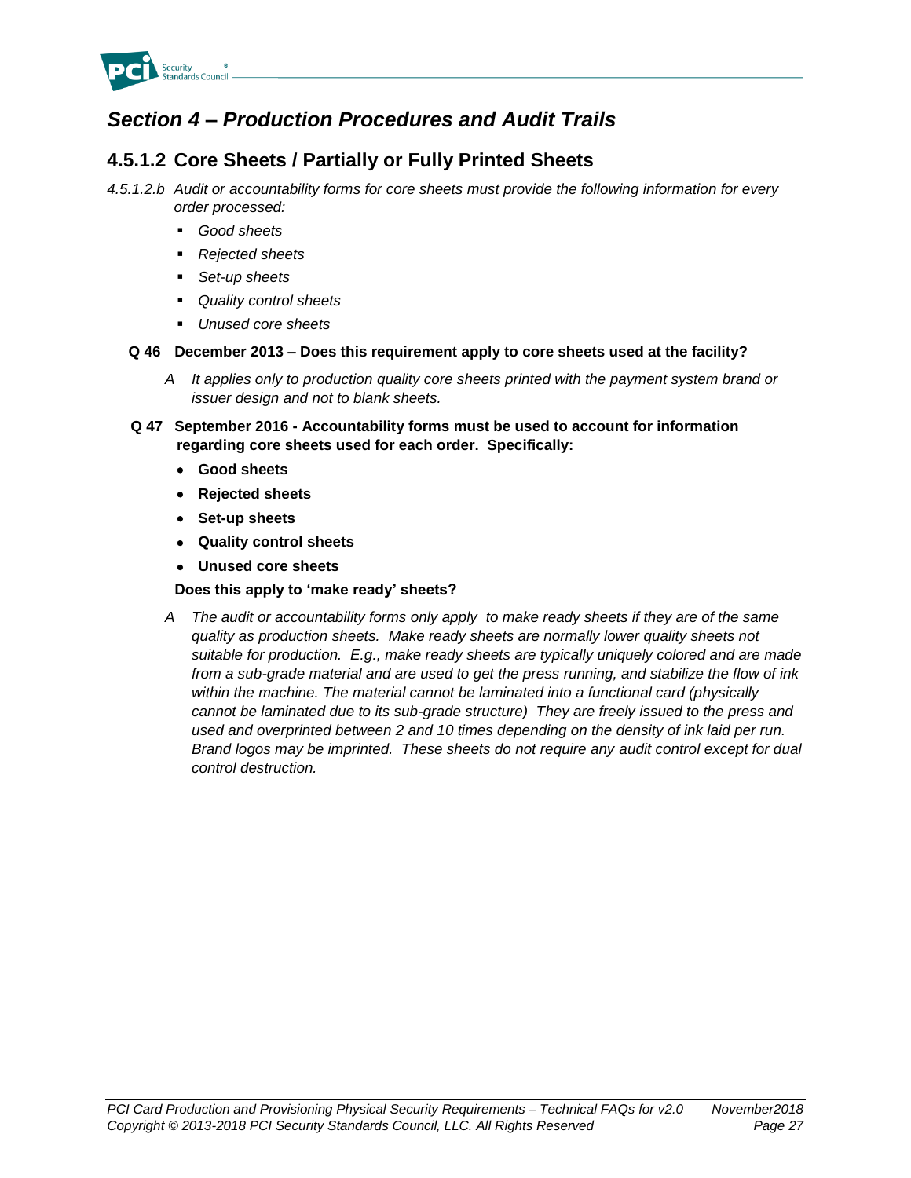# *Section 4 – Production Procedures and Audit Trails*

## 4.5.1.2 Core Sheets / Partially or Fully Printed Sheets

*4.5.1.2.b Audit or accountability forms for core sheets must provide the following information for every order processed:*

- *Good sheets*
- *Rejected sheets*
- *Set-up sheets*
- *Quality control sheets*
- *Unused core sheets*

**Q 46 December 2013 – Does this requirement apply to core sheets used at the facility?**

*A It applies only to production quality core sheets printed with the payment system brand or issuer design and not to blank sheets.*

**Q 47 September 2016 - Accountability forms must be used to account for information regarding core sheets used for each order. Specifically:**

- **Good sheets**
- **Rejected sheets**
- **Set-up sheets**
- **Quality control sheets**
- **Unused core sheets**

**Does this apply to 'make ready' sheets?**

*A The audit or accountability forms only apply to make ready sheets if they are of the same quality as production sheets. Make ready sheets are normally lower quality sheets not suitable for production. E.g., make ready sheets are typically uniquely colored and are made from a sub-grade material and are used to get the press running, and stabilize the flow of ink within the machine. The material cannot be laminated into a functional card (physically cannot be laminated due to its sub-grade structure) They are freely issued to the press and used and overprinted between 2 and 10 times depending on the density of ink laid per run. Brand logos may be imprinted. These sheets do not require any audit control except for dual control destruction.*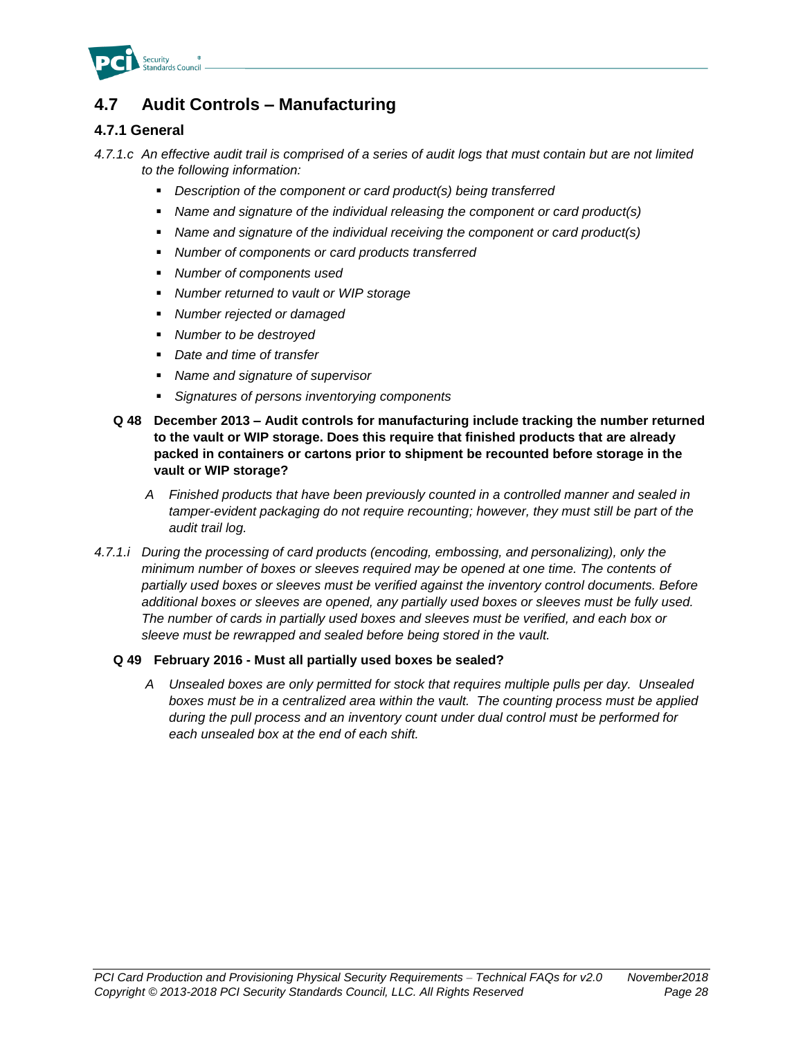## 4.7 Audit Controls – Manufacturing

### 4.7.1 General

*4.7.1.c An effective audit trail is comprised of a series of audit logs that must contain but are not limited to the following information:*

- *Description of the component or card product(s) being transferred*
- *Name and signature of the individual releasing the component or card product(s)*
- *Name and signature of the individual receiving the component or card product(s)*
- *Number of components or card products transferred*
- *Number of components used*
- *Number returned to vault or WIP storage*
- *Number rejected or damaged*
- *Number to be destroyed*
- *Date and time of transfer*
- *Name and signature of supervisor*
- *Signatures of persons inventorying components*

**Q 48 December 2013 – Audit controls for manufacturing include tracking the number returned to the vault or WIP storage. Does this require that finished products that are already packed in containers or cartons prior to shipment be recounted before storage in the vault or WIP storage?**

*A Finished products that have been previously counted in a controlled manner and sealed in tamper-evident packaging do not require recounting; however, they must still be part of the audit trail log.*

*4.7.1.i During the processing of card products (encoding, embossing, and personalizing), only the minimum number of boxes or sleeves required may be opened at one time. The contents of partially used boxes or sleeves must be verified against the inventory control documents. Before additional boxes or sleeves are opened, any partially used boxes or sleeves must be fully used. The number of cards in partially used boxes and sleeves must be verified, and each box or sleeve must be rewrapped and sealed before being stored in the vault.*

**Q 49 February 2016 - Must all partially used boxes be sealed?**

*A Unsealed boxes are only permitted for stock that requires multiple pulls per day. Unsealed boxes must be in a centralized area within the vault. The counting process must be applied during the pull process and an inventory count under dual control must be performed for each unsealed box at the end of each shift.*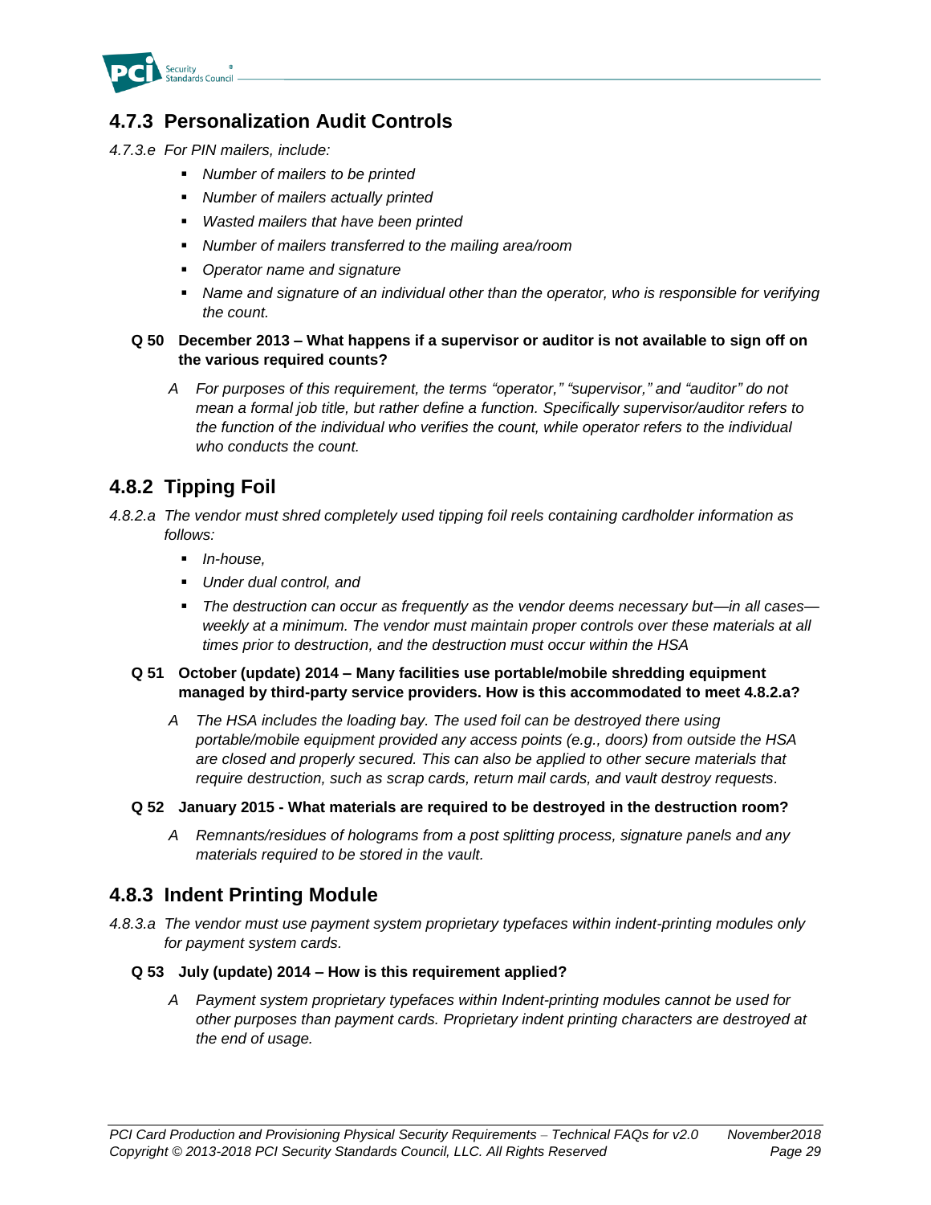## 4.7.3 Personalization Audit Controls

*4.7.3.e For PIN mailers, include:*

- *Number of mailers to be printed*
- *Number of mailers actually printed*
- *Wasted mailers that have been printed*
- *Number of mailers transferred to the mailing area/room*
- *Operator name and signature*
- *Name and signature of an individual other than the operator, who is responsible for verifying the count.*

**Q 50 December 2013 – What happens if a supervisor or auditor is not available to sign off on the various required counts?**

*A For purposes of this requirement, the terms "operator," "supervisor," and "auditor" do not mean a formal job title, but rather define a function. Specifically supervisor/auditor refers to the function of the individual who verifies the count, while operator refers to the individual who conducts the count.*

## 4.8.2 Tipping Foil

*4.8.2.a The vendor must shred completely used tipping foil reels containing cardholder information as follows:*

- *In-house,*
- *Under dual control, and*
- *The destruction can occur as frequently as the vendor deems necessary but—in all cases—weekly at a minimum. The vendor must maintain proper controls over these materials at all times prior to destruction, and the destruction must occur within the HSA*

**Q 51 October (update) 2014 – Many facilities use portable/mobile shredding equipment managed by third-party service providers. How is this accommodated to meet 4.8.2.a?**

*A The HSA includes the loading bay. The used foil can be destroyed there using portable/mobile equipment provided any access points (e.g., doors) from outside the HSA are closed and properly secured. This can also be applied to other secure materials that require destruction, such as scrap cards, return mail cards, and vault destroy requests.*

**Q 52 January 2015 - What materials are required to be destroyed in the destruction room?**

*A Remnants/residues of holograms from a post splitting process, signature panels and any materials required to be stored in the vault.*

## 4.8.3 Indent Printing Module

*4.8.3.a The vendor must use payment system proprietary typefaces within indent-printing modules only for payment system cards.*

**Q 53 July (update) 2014 – How is this requirement applied?**

*A Payment system proprietary typefaces within Indent-printing modules cannot be used for other purposes than payment cards. Proprietary indent printing characters are destroyed at the end of usage.*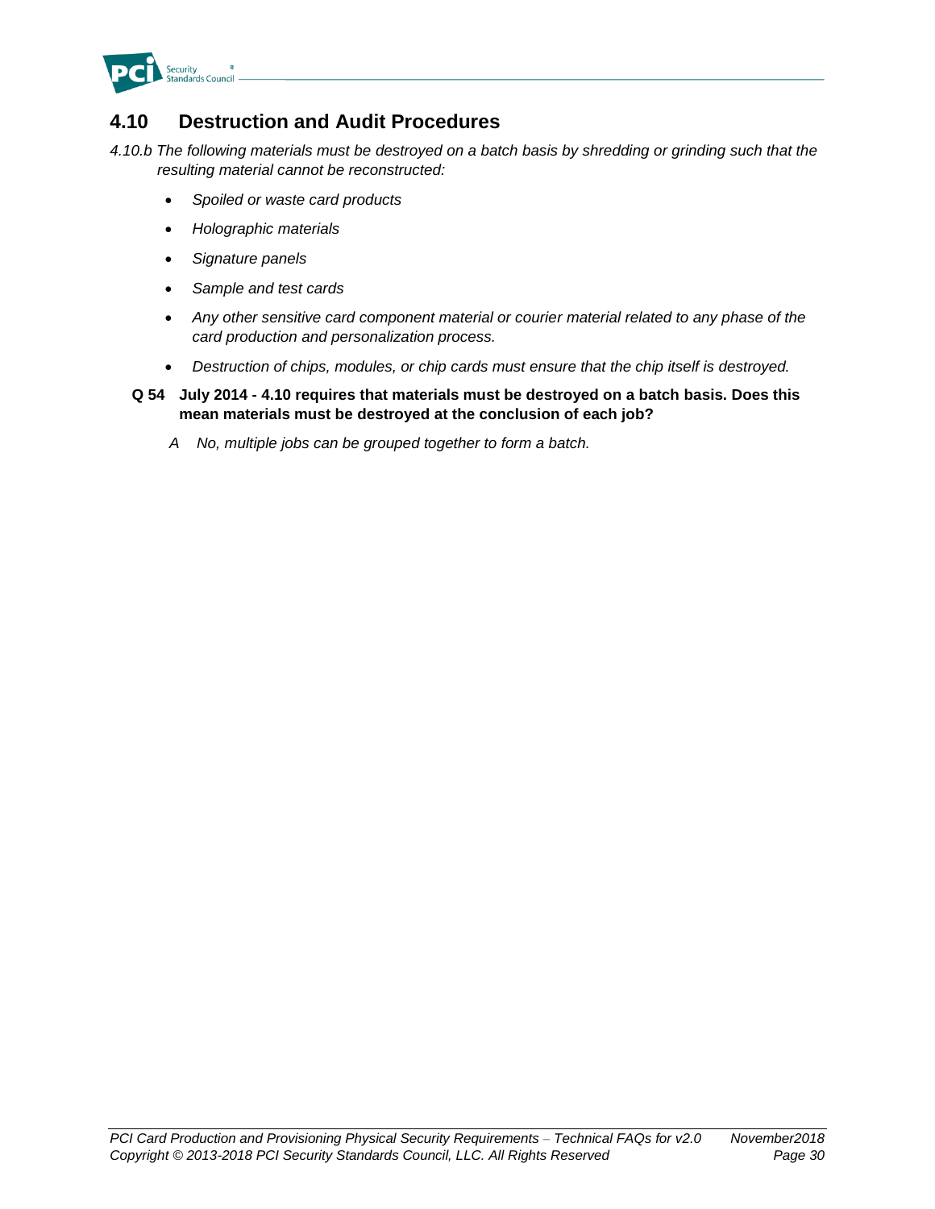## 4.10 Destruction and Audit Procedures

*4.10.b The following materials must be destroyed on a batch basis by shredding or grinding such that the resulting material cannot be reconstructed:*

- *Spoiled or waste card products*
- *Holographic materials*
- *Signature panels*
- *Sample and test cards*
- *Any other sensitive card component material or courier material related to any phase of the card production and personalization process.*
- *Destruction of chips, modules, or chip cards must ensure that the chip itself is destroyed.*

**Q 54 July 2014 - 4.10 requires that materials must be destroyed on a batch basis. Does this mean materials must be destroyed at the conclusion of each job?**

*A No, multiple jobs can be grouped together to form a batch.*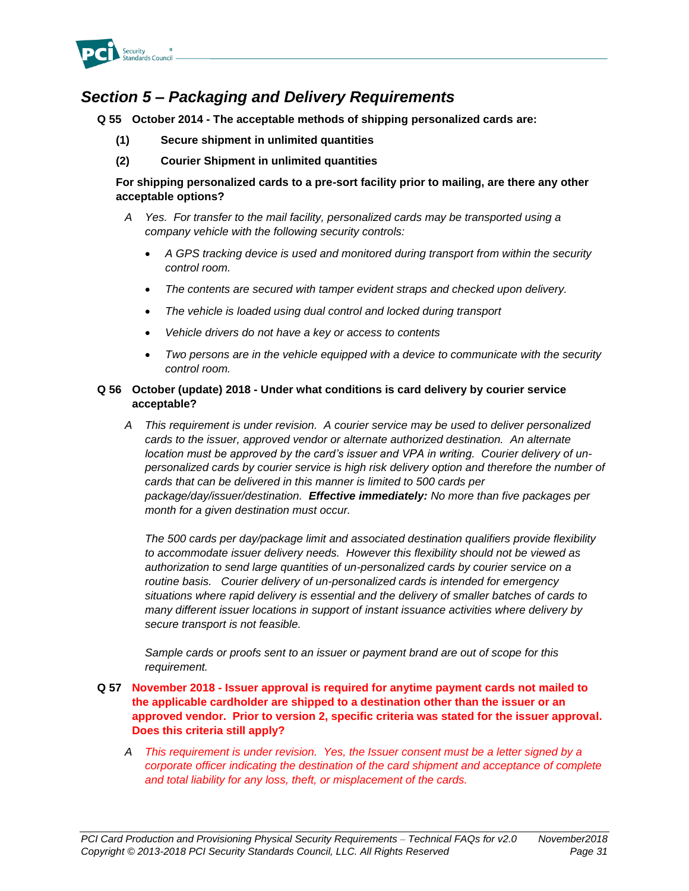## *Section 5 – Packaging and Delivery Requirements*

**Q 55 October 2014 - The acceptable methods of shipping personalized cards are:**

**(1) Secure shipment in unlimited quantities**

**(2) Courier Shipment in unlimited quantities**

**For shipping personalized cards to a pre-sort facility prior to mailing, are there any other acceptable options?**

*A Yes. For transfer to the mail facility, personalized cards may be transported using a company vehicle with the following security controls:*

- *A GPS tracking device is used and monitored during transport from within the security control room.*
- *The contents are secured with tamper evident straps and checked upon delivery.*
- *The vehicle is loaded using dual control and locked during transport*
- *Vehicle drivers do not have a key or access to contents*
- *Two persons are in the vehicle equipped with a device to communicate with the security control room.*

**Q 56 October (update) 2018 - Under what conditions is card delivery by courier service acceptable?**

*A This requirement is under revision. A courier service may be used to deliver personalized cards to the issuer, approved vendor or alternate authorized destination. An alternate location must be approved by the card's issuer and VPA in writing. Courier delivery of un-personalized cards by courier service is high risk delivery option and therefore the number of cards that can be delivered in this manner is limited to 500 cards per package/day/issuer/destination. **Effective immediately:** No more than five packages per month for a given destination must occur.*

*The 500 cards per day/package limit and associated destination qualifiers provide flexibility to accommodate issuer delivery needs. However this flexibility should not be viewed as authorization to send large quantities of un-personalized cards by courier service on a routine basis. Courier delivery of un-personalized cards is intended for emergency situations where rapid delivery is essential and the delivery of smaller batches of cards to many different issuer locations in support of instant issuance activities where delivery by secure transport is not feasible.*

*Sample cards or proofs sent to an issuer or payment brand are out of scope for this requirement.*

**Q 57 November 2018 - Issuer approval is required for anytime payment cards not mailed to the applicable cardholder are shipped to a destination other than the issuer or an approved vendor. Prior to version 2, specific criteria was stated for the issuer approval. Does this criteria still apply?**

*A This requirement is under revision. Yes, the Issuer consent must be a letter signed by a corporate officer indicating the destination of the card shipment and acceptance of complete and total liability for any loss, theft, or misplacement of the cards.*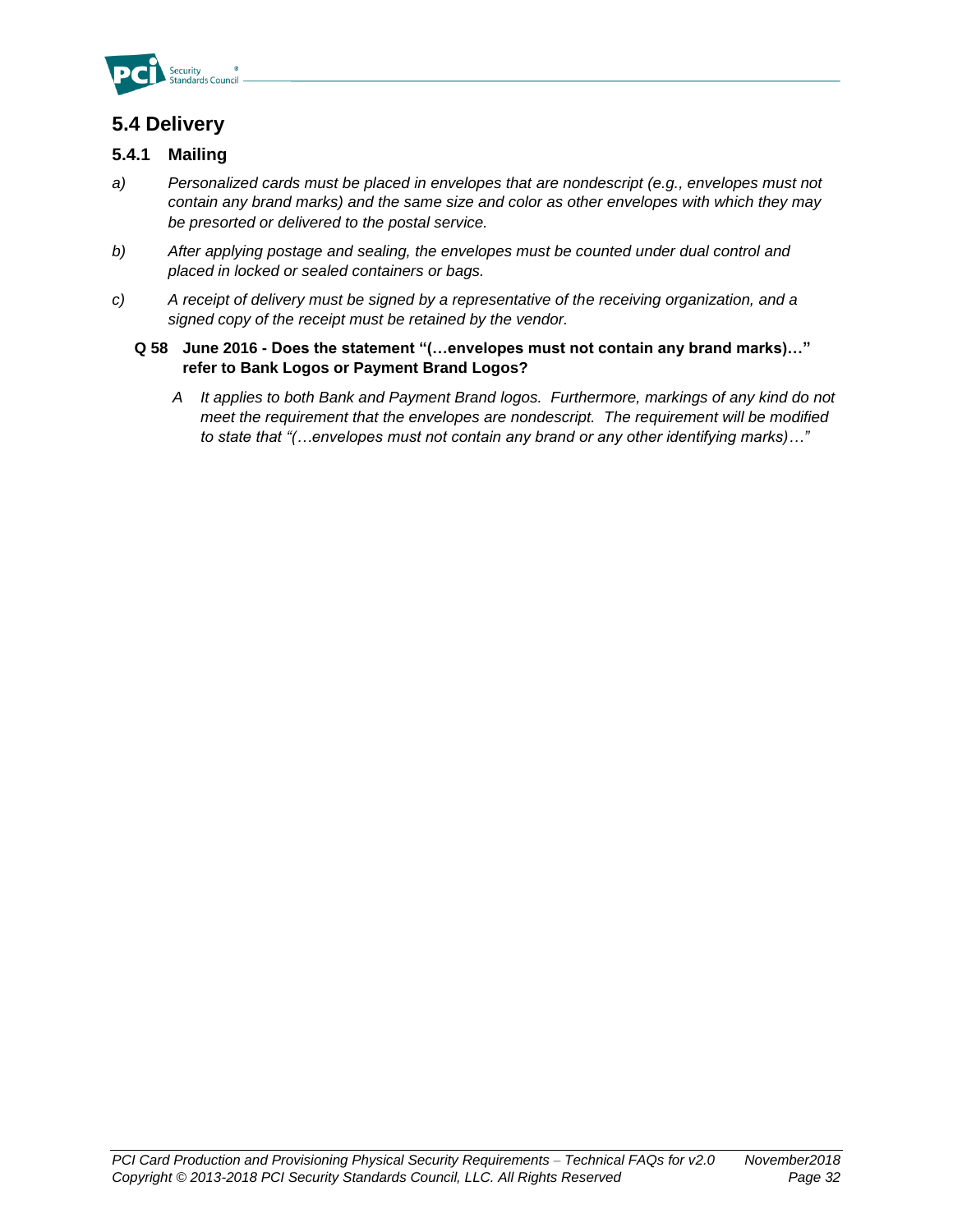## 5.4 Delivery

### 5.4.1 Mailing

a) *Personalized cards must be placed in envelopes that are nondescript (e.g., envelopes must not contain any brand marks) and the same size and color as other envelopes with which they may be presorted or delivered to the postal service.*

b) *After applying postage and sealing, the envelopes must be counted under dual control and placed in locked or sealed containers or bags.*

c) *A receipt of delivery must be signed by a representative of the receiving organization, and a signed copy of the receipt must be retained by the vendor.*

**Q 58 June 2016 - Does the statement "(…envelopes must not contain any brand marks)…" refer to Bank Logos or Payment Brand Logos?**

*A It applies to both Bank and Payment Brand logos. Furthermore, markings of any kind do not meet the requirement that the envelopes are nondescript. The requirement will be modified to state that "(…envelopes must not contain any brand or any other identifying marks)…"*